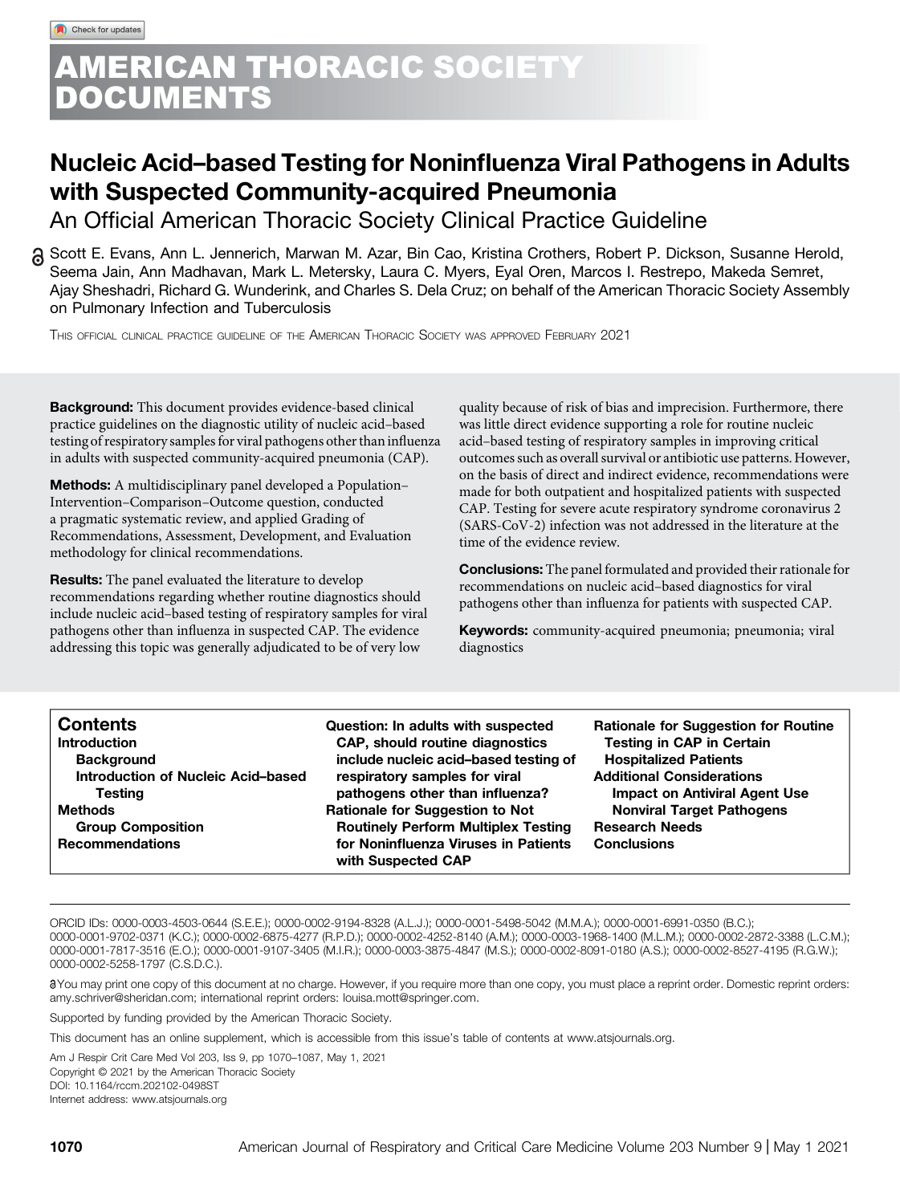# AMERICAN THORACIC SOCIETY DOCUMENTS

# Nucleic Acid–based Testing for Noninfluenza Viral Pathogens in Adults with Suspected Community-acquired Pneumonia

## An Official American Thoracic Society Clinical Practice Guideline

Scott E. Evans, Ann L. Jennerich, Marwan M. Azar, Bin Cao, Kristina Crothers, Robert P. Dickson, Susanne Herold, Seema Jain, Ann Madhavan, Mark L. Metersky, Laura C. Myers, Eyal Oren, Marcos I. Restrepo, Makeda Semret, Ajay Sheshadri, Richard G. Wunderink, and Charles S. Dela Cruz; on behalf of the American Thoracic Society Assembly on Pulmonary Infection and Tuberculosis

THIS OFFICIAL CLINICAL PRACTICE GUIDELINE OF THE AMERICAN THORACIC SOCIETY WAS APPROVED FEBRUARY 2021

**Background:** This document provides evidence-based clinical practice guidelines on the diagnostic utility of nucleic acid–based testing of respiratory samples for viral pathogens other than influenza in adults with suspected community-acquired pneumonia (CAP).

**Methods:** A multidisciplinary panel developed a Population–Intervention–Comparison–Outcome question, conducted a pragmatic systematic review, and applied Grading of Recommendations, Assessment, Development, and Evaluation methodology for clinical recommendations.

**Results:** The panel evaluated the literature to develop recommendations regarding whether routine diagnostics should include nucleic acid–based testing of respiratory samples for viral pathogens other than influenza in suspected CAP. The evidence addressing this topic was generally adjudicated to be of very low quality because of risk of bias and imprecision. Furthermore, there was little direct evidence supporting a role for routine nucleic acid–based testing of respiratory samples in improving critical outcomes such as overall survival or antibiotic use patterns. However, on the basis of direct and indirect evidence, recommendations were made for both outpatient and hospitalized patients with suspected CAP. Testing for severe acute respiratory syndrome coronavirus 2 (SARS-CoV-2) infection was not addressed in the literature at the time of the evidence review.

**Conclusions:** The panel formulated and provided their rationale for recommendations on nucleic acid–based diagnostics for viral pathogens other than influenza for patients with suspected CAP.

**Keywords:** community-acquired pneumonia; pneumonia; viral diagnostics

**Contents**
- **Introduction**
  - **Background**
  - **Introduction of Nucleic Acid–based Testing**
- **Methods**
  - **Group Composition**
- **Recommendations**
- **Question: In adults with suspected CAP, should routine diagnostics include nucleic acid–based testing of respiratory samples for viral pathogens other than influenza?**
- **Rationale for Suggestion to Not Routinely Perform Multiplex Testing for Noninfluenza Viruses in Patients with Suspected CAP**
- **Rationale for Suggestion for Routine Testing in CAP in Certain Hospitalized Patients**
- **Additional Considerations**
  - **Impact on Antiviral Agent Use**
  - **Nonviral Target Pathogens**
- **Research Needs**
- **Conclusions**

ORCID IDs: 0000-0003-4503-0644 (S.E.E.); 0000-0002-9194-8328 (A.L.J.); 0000-0001-5498-5042 (M.M.A.); 0000-0001-6991-0350 (B.C.); 0000-0001-9702-0371 (K.C.); 0000-0002-6875-4277 (R.P.D.); 0000-0002-4252-8140 (A.M.); 0000-0003-1968-1400 (M.L.M.); 0000-0002-2872-3388 (L.C.M.); 0000-0001-7817-3516 (E.O.); 0000-0001-9107-3405 (M.I.R.); 0000-0003-3875-4847 (M.S.); 0000-0002-8091-0180 (A.S.); 0000-0002-8527-4195 (R.G.W.); 0000-0002-5258-1797 (C.S.D.C.).

You may print one copy of this document at no charge. However, if you require more than one copy, you must place a reprint order. Domestic reprint orders: amy.schriver@sheridan.com; international reprint orders: louisa.mott@springer.com.

Supported by funding provided by the American Thoracic Society.

This document has an online supplement, which is accessible from this issue's table of contents at www.atsjournals.org.

Am J Respir Crit Care Med Vol 203, Iss 9, pp 1070–1087, May 1, 2021
Copyright © 2021 by the American Thoracic Society
DOI: 10.1164/rccm.202102-0498ST
Internet address: www.atsjournals.org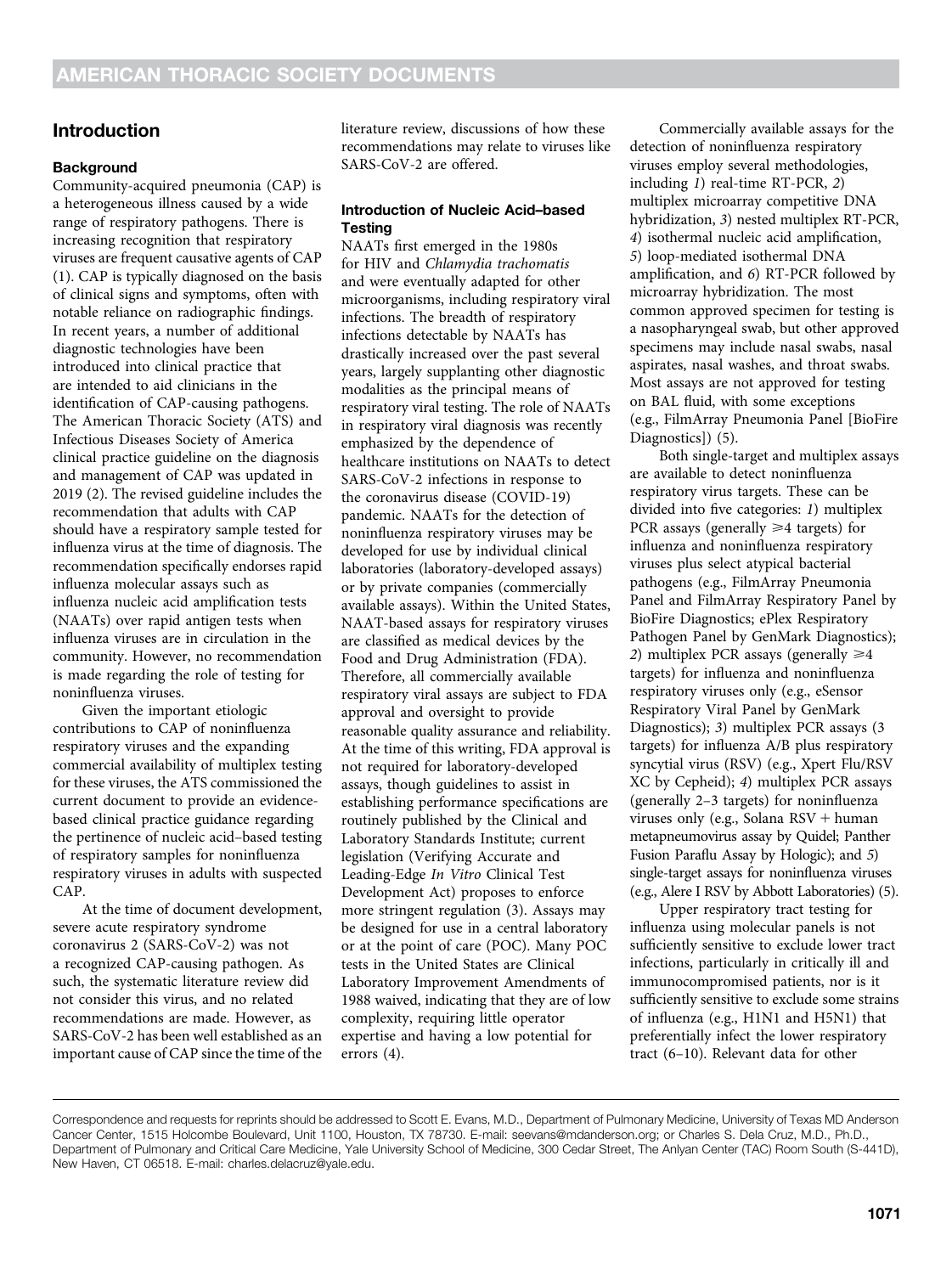## Introduction

### Background

Community-acquired pneumonia (CAP) is a heterogeneous illness caused by a wide range of respiratory pathogens. There is increasing recognition that respiratory viruses are frequent causative agents of CAP (1). CAP is typically diagnosed on the basis of clinical signs and symptoms, often with notable reliance on radiographic findings. In recent years, a number of additional diagnostic technologies have been introduced into clinical practice that are intended to aid clinicians in the identification of CAP-causing pathogens. The American Thoracic Society (ATS) and Infectious Diseases Society of America clinical practice guideline on the diagnosis and management of CAP was updated in 2019 (2). The revised guideline includes the recommendation that adults with CAP should have a respiratory sample tested for influenza virus at the time of diagnosis. The recommendation specifically endorses rapid influenza molecular assays such as influenza nucleic acid amplification tests (NAATs) over rapid antigen tests when influenza viruses are in circulation in the community. However, no recommendation is made regarding the role of testing for noninfluenza viruses.

Given the important etiologic contributions to CAP of noninfluenza respiratory viruses and the expanding commercial availability of multiplex testing for these viruses, the ATS commissioned the current document to provide an evidence-based clinical practice guidance regarding the pertinence of nucleic acid–based testing of respiratory samples for noninfluenza respiratory viruses in adults with suspected CAP.

At the time of document development, severe acute respiratory syndrome coronavirus 2 (SARS-CoV-2) was not a recognized CAP-causing pathogen. As such, the systematic literature review did not consider this virus, and no related recommendations are made. However, as SARS-CoV-2 has been well established as an important cause of CAP since the time of the literature review, discussions of how these recommendations may relate to viruses like SARS-CoV-2 are offered.

### Introduction of Nucleic Acid–based Testing

NAATs first emerged in the 1980s for HIV and *Chlamydia trachomatis* and were eventually adapted for other microorganisms, including respiratory viral infections. The breadth of respiratory infections detectable by NAATs has drastically increased over the past several years, largely supplanting other diagnostic modalities as the principal means of respiratory viral testing. The role of NAATs in respiratory viral diagnosis was recently emphasized by the dependence of healthcare institutions on NAATs to detect SARS-CoV-2 infections in response to the coronavirus disease (COVID-19) pandemic. NAATs for the detection of noninfluenza respiratory viruses may be developed for use by individual clinical laboratories (laboratory-developed assays) or by private companies (commercially available assays). Within the United States, NAAT-based assays for respiratory viruses are classified as medical devices by the Food and Drug Administration (FDA). Therefore, all commercially available respiratory viral assays are subject to FDA approval and oversight to provide reasonable quality assurance and reliability. At the time of this writing, FDA approval is not required for laboratory-developed assays, though guidelines to assist in establishing performance specifications are routinely published by the Clinical and Laboratory Standards Institute; current legislation (Verifying Accurate and Leading-Edge *In Vitro* Clinical Test Development Act) proposes to enforce more stringent regulation (3). Assays may be designed for use in a central laboratory or at the point of care (POC). Many POC tests in the United States are Clinical Laboratory Improvement Amendments of 1988 waived, indicating that they are of low complexity, requiring little operator expertise and having a low potential for errors (4).

Commercially available assays for the detection of noninfluenza respiratory viruses employ several methodologies, including *1*) real-time RT-PCR, *2*) multiplex microarray competitive DNA hybridization, *3*) nested multiplex RT-PCR, *4*) isothermal nucleic acid amplification, *5*) loop-mediated isothermal DNA amplification, and *6*) RT-PCR followed by microarray hybridization. The most common approved specimen for testing is a nasopharyngeal swab, but other approved specimens may include nasal swabs, nasal aspirates, nasal washes, and throat swabs. Most assays are not approved for testing on BAL fluid, with some exceptions (e.g., FilmArray Pneumonia Panel [BioFire Diagnostics]) (5).

Both single-target and multiplex assays are available to detect noninfluenza respiratory virus targets. These can be divided into five categories: *1*) multiplex PCR assays (generally ⩾4 targets) for influenza and noninfluenza respiratory viruses plus select atypical bacterial pathogens (e.g., FilmArray Pneumonia Panel and FilmArray Respiratory Panel by BioFire Diagnostics; ePlex Respiratory Pathogen Panel by GenMark Diagnostics); *2*) multiplex PCR assays (generally ⩾4 targets) for influenza and noninfluenza respiratory viruses only (e.g., eSensor Respiratory Viral Panel by GenMark Diagnostics); *3*) multiplex PCR assays (3 targets) for influenza A/B plus respiratory syncytial virus (RSV) (e.g., Xpert Flu/RSV XC by Cepheid); *4*) multiplex PCR assays (generally 2–3 targets) for noninfluenza viruses only (e.g., Solana RSV + human metapneumovirus assay by Quidel; Panther Fusion Paraflu Assay by Hologic); and *5*) single-target assays for noninfluenza viruses (e.g., Alere I RSV by Abbott Laboratories) (5).

Upper respiratory tract testing for influenza using molecular panels is not sufficiently sensitive to exclude lower tract infections, particularly in critically ill and immunocompromised patients, nor is it sufficiently sensitive to exclude some strains of influenza (e.g., H1N1 and H5N1) that preferentially infect the lower respiratory tract (6–10). Relevant data for other

Correspondence and requests for reprints should be addressed to Scott E. Evans, M.D., Department of Pulmonary Medicine, University of Texas MD Anderson Cancer Center, 1515 Holcombe Boulevard, Unit 1100, Houston, TX 78730. E-mail: seevans@mdanderson.org; or Charles S. Dela Cruz, M.D., Ph.D., Department of Pulmonary and Critical Care Medicine, Yale University School of Medicine, 300 Cedar Street, The Anlyan Center (TAC) Room South (S-441D), New Haven, CT 06518. E-mail: charles.delacruz@yale.edu.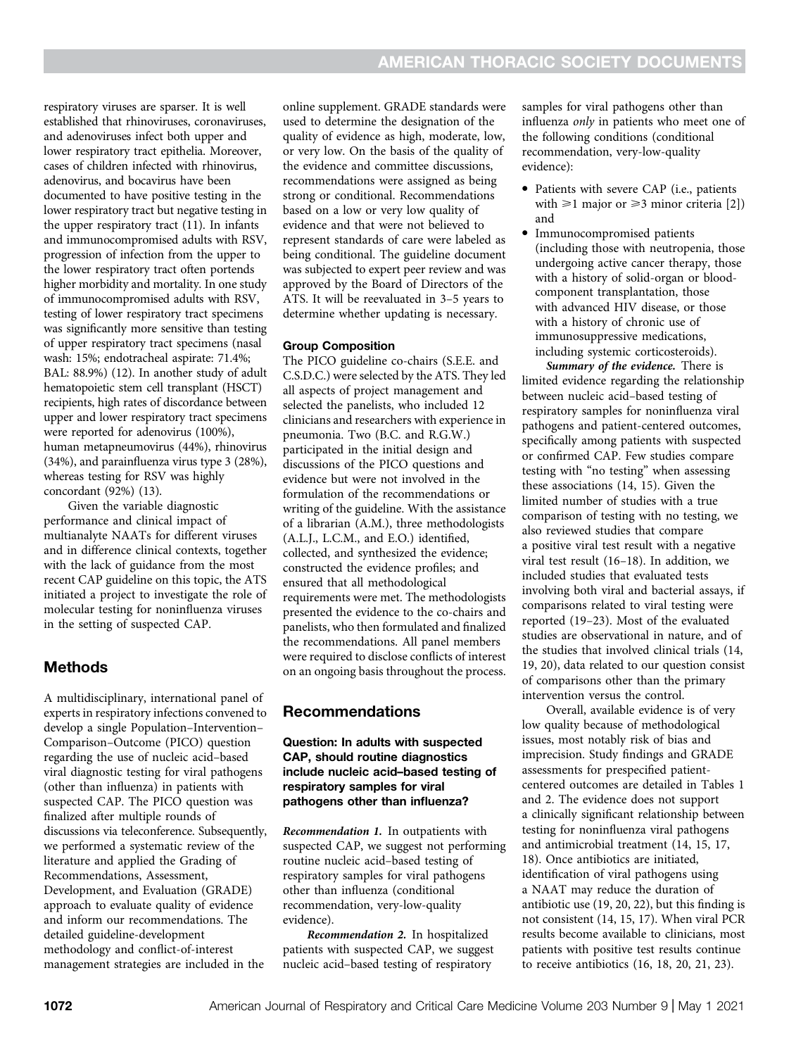respiratory viruses are sparser. It is well established that rhinoviruses, coronaviruses, and adenoviruses infect both upper and lower respiratory tract epithelia. Moreover, cases of children infected with rhinovirus, adenovirus, and bocavirus have been documented to have positive testing in the lower respiratory tract but negative testing in the upper respiratory tract (11). In infants and immunocompromised adults with RSV, progression of infection from the upper to the lower respiratory tract often portends higher morbidity and mortality. In one study of immunocompromised adults with RSV, testing of lower respiratory tract specimens was significantly more sensitive than testing of upper respiratory tract specimens (nasal wash: 15%; endotracheal aspirate: 71.4%; BAL: 88.9%) (12). In another study of adult hematopoietic stem cell transplant (HSCT) recipients, high rates of discordance between upper and lower respiratory tract specimens were reported for adenovirus (100%), human metapneumovirus (44%), rhinovirus (34%), and parainfluenza virus type 3 (28%), whereas testing for RSV was highly concordant (92%) (13).

Given the variable diagnostic performance and clinical impact of multianalyte NAATs for different viruses and in difference clinical contexts, together with the lack of guidance from the most recent CAP guideline on this topic, the ATS initiated a project to investigate the role of molecular testing for noninfluenza viruses in the setting of suspected CAP.

## Methods

A multidisciplinary, international panel of experts in respiratory infections convened to develop a single Population–Intervention–Comparison–Outcome (PICO) question regarding the use of nucleic acid–based viral diagnostic testing for viral pathogens (other than influenza) in patients with suspected CAP. The PICO question was finalized after multiple rounds of discussions via teleconference. Subsequently, we performed a systematic review of the literature and applied the Grading of Recommendations, Assessment, Development, and Evaluation (GRADE) approach to evaluate quality of evidence and inform our recommendations. The detailed guideline-development methodology and conflict-of-interest management strategies are included in the online supplement. GRADE standards were used to determine the designation of the quality of evidence as high, moderate, low, or very low. On the basis of the quality of the evidence and committee discussions, recommendations were assigned as being strong or conditional. Recommendations based on a low or very low quality of evidence and that were not believed to represent standards of care were labeled as being conditional. The guideline document was subjected to expert peer review and was approved by the Board of Directors of the ATS. It will be reevaluated in 3–5 years to determine whether updating is necessary.

### Group Composition

The PICO guideline co-chairs (S.E.E. and C.S.D.C.) were selected by the ATS. They led all aspects of project management and selected the panelists, who included 12 clinicians and researchers with experience in pneumonia. Two (B.C. and R.G.W.) participated in the initial design and discussions of the PICO questions and evidence but were not involved in the formulation of the recommendations or writing of the guideline. With the assistance of a librarian (A.M.), three methodologists (A.L.J., L.C.M., and E.O.) identified, collected, and synthesized the evidence; constructed the evidence profiles; and ensured that all methodological requirements were met. The methodologists presented the evidence to the co-chairs and panelists, who then formulated and finalized the recommendations. All panel members were required to disclose conflicts of interest on an ongoing basis throughout the process.

## Recommendations

### Question: In adults with suspected CAP, should routine diagnostics include nucleic acid–based testing of respiratory samples for viral pathogens other than influenza?

***Recommendation 1.*** In outpatients with suspected CAP, we suggest not performing routine nucleic acid–based testing of respiratory samples for viral pathogens other than influenza (conditional recommendation, very-low-quality evidence).

***Recommendation 2.*** In hospitalized patients with suspected CAP, we suggest nucleic acid–based testing of respiratory samples for viral pathogens other than influenza *only* in patients who meet one of the following conditions (conditional recommendation, very-low-quality evidence):

- Patients with severe CAP (i.e., patients with ⩾1 major or ⩾3 minor criteria [2]) and
- Immunocompromised patients (including those with neutropenia, those undergoing active cancer therapy, those with a history of solid-organ or blood-component transplantation, those with advanced HIV disease, or those with a history of chronic use of immunosuppressive medications, including systemic corticosteroids).

***Summary of the evidence.*** There is limited evidence regarding the relationship between nucleic acid–based testing of respiratory samples for noninfluenza viral pathogens and patient-centered outcomes, specifically among patients with suspected or confirmed CAP. Few studies compare testing with "no testing" when assessing these associations (14, 15). Given the limited number of studies with a true comparison of testing with no testing, we also reviewed studies that compare a positive viral test result with a negative viral test result (16–18). In addition, we included studies that evaluated tests involving both viral and bacterial assays, if comparisons related to viral testing were reported (19–23). Most of the evaluated studies are observational in nature, and of the studies that involved clinical trials (14, 19, 20), data related to our question consist of comparisons other than the primary intervention versus the control.

Overall, available evidence is of very low quality because of methodological issues, most notably risk of bias and imprecision. Study findings and GRADE assessments for prespecified patient-centered outcomes are detailed in Tables 1 and 2. The evidence does not support a clinically significant relationship between testing for noninfluenza viral pathogens and antimicrobial treatment (14, 15, 17, 18). Once antibiotics are initiated, identification of viral pathogens using a NAAT may reduce the duration of antibiotic use (19, 20, 22), but this finding is not consistent (14, 15, 17). When viral PCR results become available to clinicians, most patients with positive test results continue to receive antibiotics (16, 18, 20, 21, 23).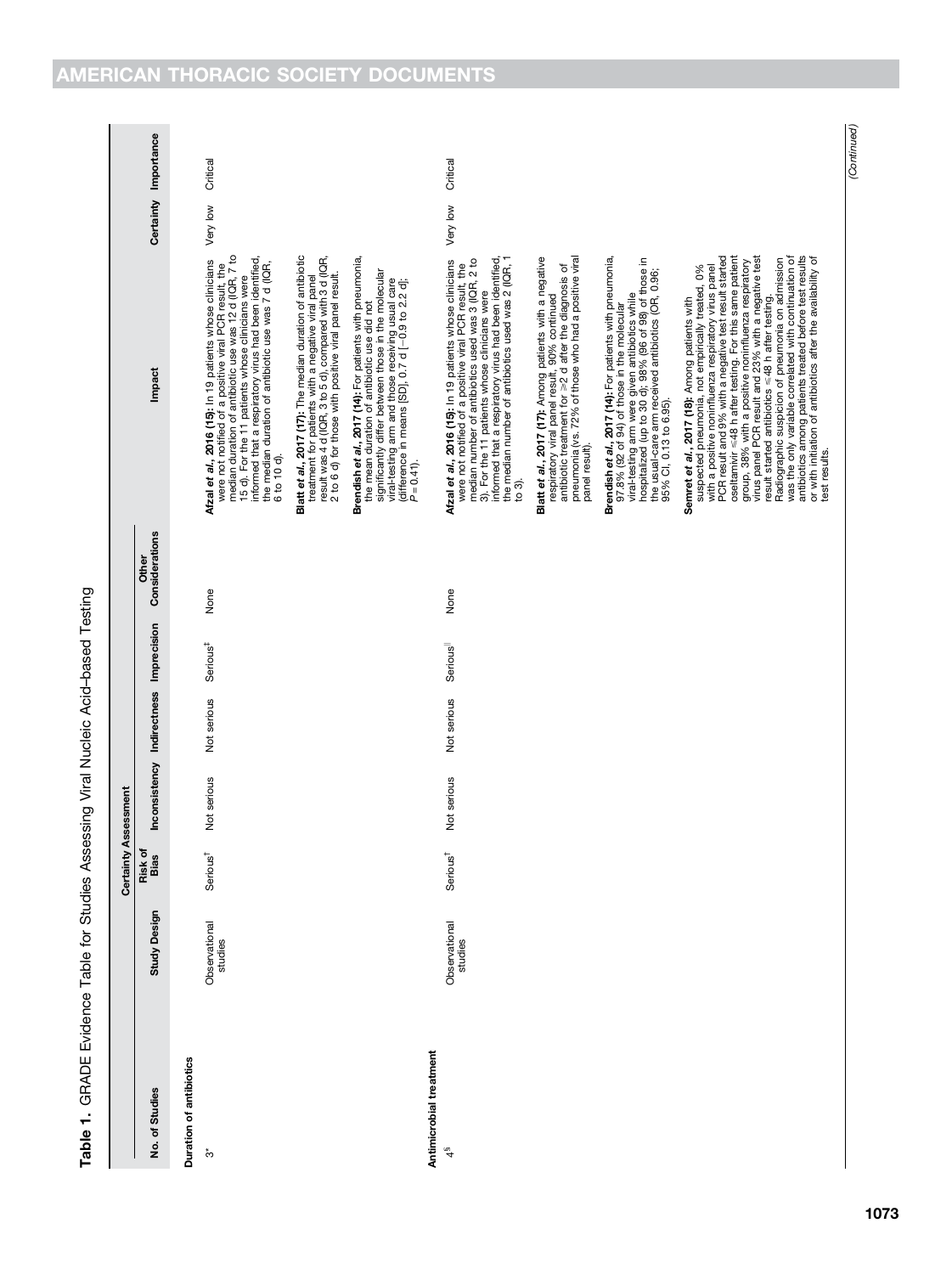**Table 1.** GRADE Evidence Table for Studies Assessing Viral Nucleic Acid–based Testing

| No. of Studies | Study Design | Certainty Assessment | | | | | Impact | Certainty | Importance |
|---|---|---|---|---|---|---|---|---|---|
| | | Risk of Bias | Inconsistency | Indirectness | Imprecision | Other Considerations | | | |
| **Duration of antibiotics** | | | | | | | | | |
| 3* | Observational studies | Serious[†] | Not serious | Not serious | Serious[‡] | None | **Afzal *et al*., 2016 (15):** In 19 patients whose clinicians were not notified of a positive viral PCR result, the median duration of antibiotic use was 12 d (IQR, 7 to 15 d). For the 11 patients whose clinicians were informed that a respiratory virus had been identified, the median duration of antibiotic use was 7 d (IQR, 6 to 10 d).<br><br>**Blatt *et al*., 2017 (17):** The median duration of antibiotic treatment for patients with a negative viral panel result was 4 d (IQR, 3 to 5 d), compared with 3 d (IQR, 2 to 6 d) for those with positive viral panel result.<br><br>**Brendish *et al*., 2017 (14):** For patients with pneumonia, the mean duration of antibiotic use did not significantly differ between those in the molecular viral-testing arm and those receiving usual care (difference in means [SD]; 0.7 d [−0.9 to 2.2 d]; $P = 0.41$). | Very low | Critical |
| **Antimicrobial treatment** | | | | | | | | | |
| 4[§] | Observational studies | Serious[†] | Not serious | Not serious | Serious[‖] | None | **Afzal *et al*., 2016 (15):** In 19 patients whose clinicians were not notified of a positive viral PCR result, the median number of antibiotics used was 3 (IQR, 2 to 3). For the 11 patients whose clinicians were informed that a respiratory virus had been identified, the median number of antibiotics used was 2 (IQR, 1 to 3).<br><br>**Blatt *et al*., 2017 (17):** Among patients with a negative respiratory viral panel result, 90% continued antibiotic treatment for ≥2 d after the diagnosis of pneumonia (vs. 72% of those who had a positive viral panel result).<br><br>**Brendish *et al*., 2017 (14):** For patients with pneumonia, 97.8% (92 of 94) of those in the molecular viral-testing arm were given antibiotics while hospitalized (up to 30 d); 98% (96 of 98) of those in the usual-care arm received antibiotics (OR, 0.96; 95% CI, 0.13 to 6.95).<br><br>**Semret *et al*., 2017 (18):** Among patients with suspected pneumonia, not empirically treated, 0% with a positive noninfluenza respiratory virus panel PCR result and 9% with a negative test result started oseltamivir ≤48 h after testing. For this same patient group, 38% with a positive noninfluenza respiratory virus panel PCR result and 23% with a negative test result started antibiotics ≤48 h after testing. Radiographic suspicion of pneumonia on admission was the only variable correlated with continuation of antibiotics among patients treated before test results or with initiation of antibiotics after the availability of test results. | Very low | Critical |

*(Continued)*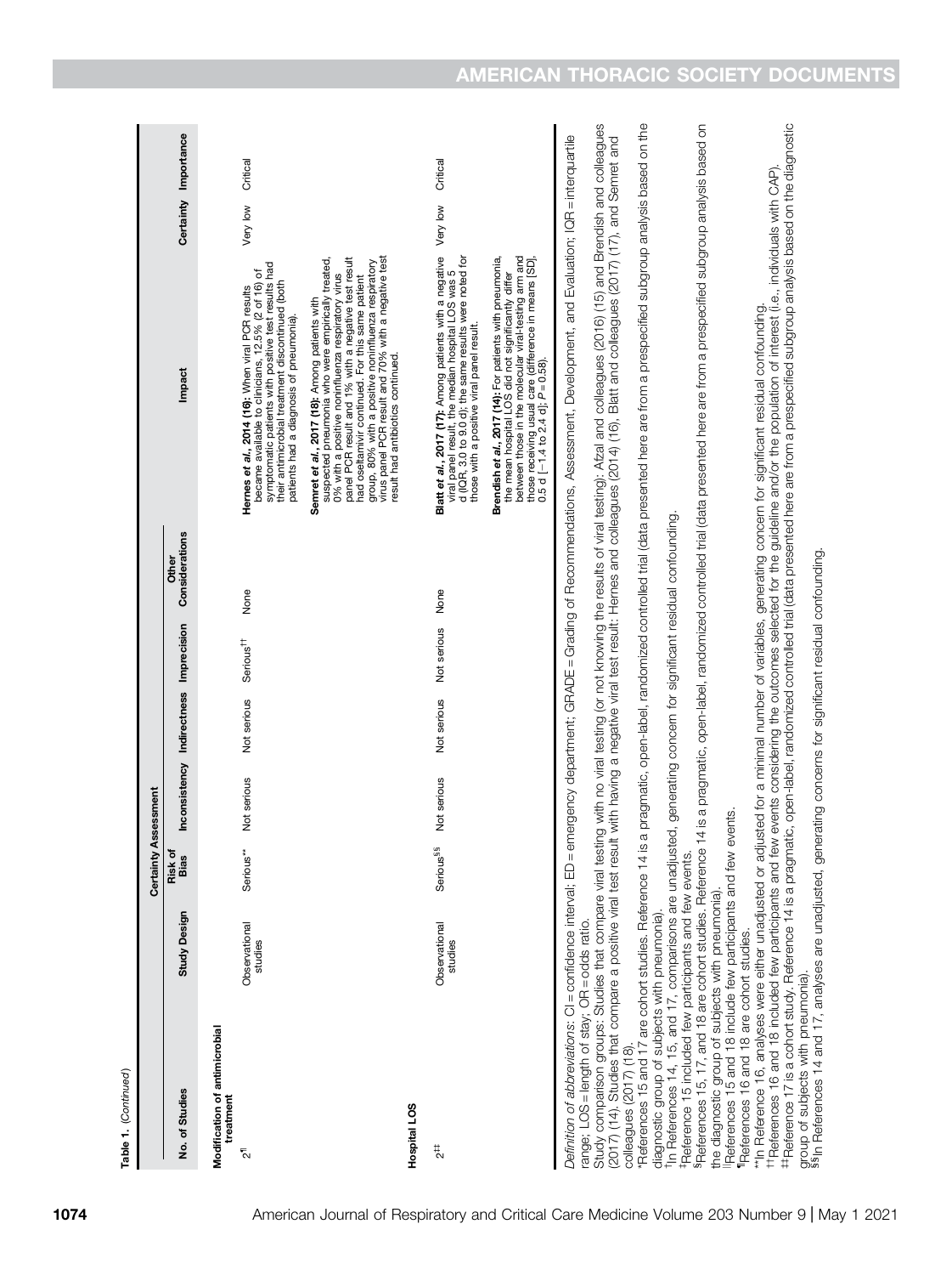**Table 1.** (*Continued*)

| No. of Studies | Study Design | Risk of Bias | Inconsistency | Indirectness | Imprecision | Other Considerations | Impact | Certainty | Importance |
|---|---|---|---|---|---|---|---|---|---|
| | | Certainty Assessment | | | | | | | |
| **Modification of antimicrobial treatment** | | | | | | | | | |
| 2[¶] | Observational studies | Serious** | Not serious | Not serious | Serious[††] | None | **Hernes *et al.*, 2014 (16):** When viral PCR results became available to clinicians, 12.5% (2 of 16) of symptomatic patients with positive test results had their antimicrobial treatment discontinued (both patients had a diagnosis of pneumonia). **Semret *et al.*, 2017 (18):** Among patients with suspected pneumonia who were empirically treated, 0% with a positive noninfluenza respiratory virus panel PCR result and 1% with a negative test result had oseltamivir continued. For this same patient group, 80% with a positive noninfluenza respiratory virus panel PCR result and 70% with a negative test result had antibiotics continued. | Very low | Critical |
| **Hospital LOS** | | | | | | | | | |
| 2[‡‡] | Observational studies | Serious[§§] | Not serious | Not serious | Not serious | None | **Blatt *et al.*, 2017 (17):** Among patients with a negative viral panel result, the median hospital LOS was 5 d (IQR, 3.0 to 9.0 d); the same results were noted for those with a positive viral panel result. **Brendish *et al.*, 2017 (14):** For patients with pneumonia, the mean hospital LOS did not significantly differ between those in the molecular viral-testing arm and those receiving usual care (difference in means [SD], 0.5 d [−1.4 to 2.4 d]; *P* = 0.58). | Very low | Critical |

*Definition of abbreviations*: CI = confidence interval; ED = emergency department; GRADE = Grading of Recommendations, Assessment, Development, and Evaluation; IQR = interquartile range; LOS = length of stay; OR = odds ratio.

Study comparison groups: Studies that compare viral testing with no viral testing (or not knowing the results of viral testing): Afzal and colleagues (2016) (15) and Brendish and colleagues (2017) (14). Studies that compare a positive viral test result with having a negative viral test result: Hernes and colleagues (2014) (16), Blatt and colleagues (2017) (17), and Semret and colleagues (2017) (18).

*References 15 and 17 are cohort studies. Reference 14 is a pragmatic, open-label, randomized controlled trial (data presented here are from a prespecified subgroup analysis based on the diagnostic group of subjects with pneumonia).

[†]In References 14, 15, and 17, comparisons are unadjusted, generating concern for significant residual confounding.

[‡]Reference 15 included few participants and few events.

[§]References 15, 17, and 18 are cohort studies. Reference 14 is a pragmatic, open-label, randomized controlled trial (data presented here are from a prespecified subgroup analysis based on the diagnostic group of subjects with pneumonia).

[‖]References 15 and 18 include few participants and few events.

[¶]References 16 and 18 are cohort studies.

**In Reference 16, analyses were either unadjusted or adjusted for a minimal number of variables, generating concern for significant residual confounding.

[††]References 16 and 18 included few participants and few events considering the outcomes selected for the guideline and/or the population of interest (i.e., individuals with CAP).

[‡‡]Reference 17 is a cohort study. Reference 14 is a pragmatic, open-label, randomized controlled trial (data presented here are from a prespecified subgroup analysis based on the diagnostic group of subjects with pneumonia).

[§§]In References 14 and 17, analyses are unadjusted, generating concerns for significant residual confounding.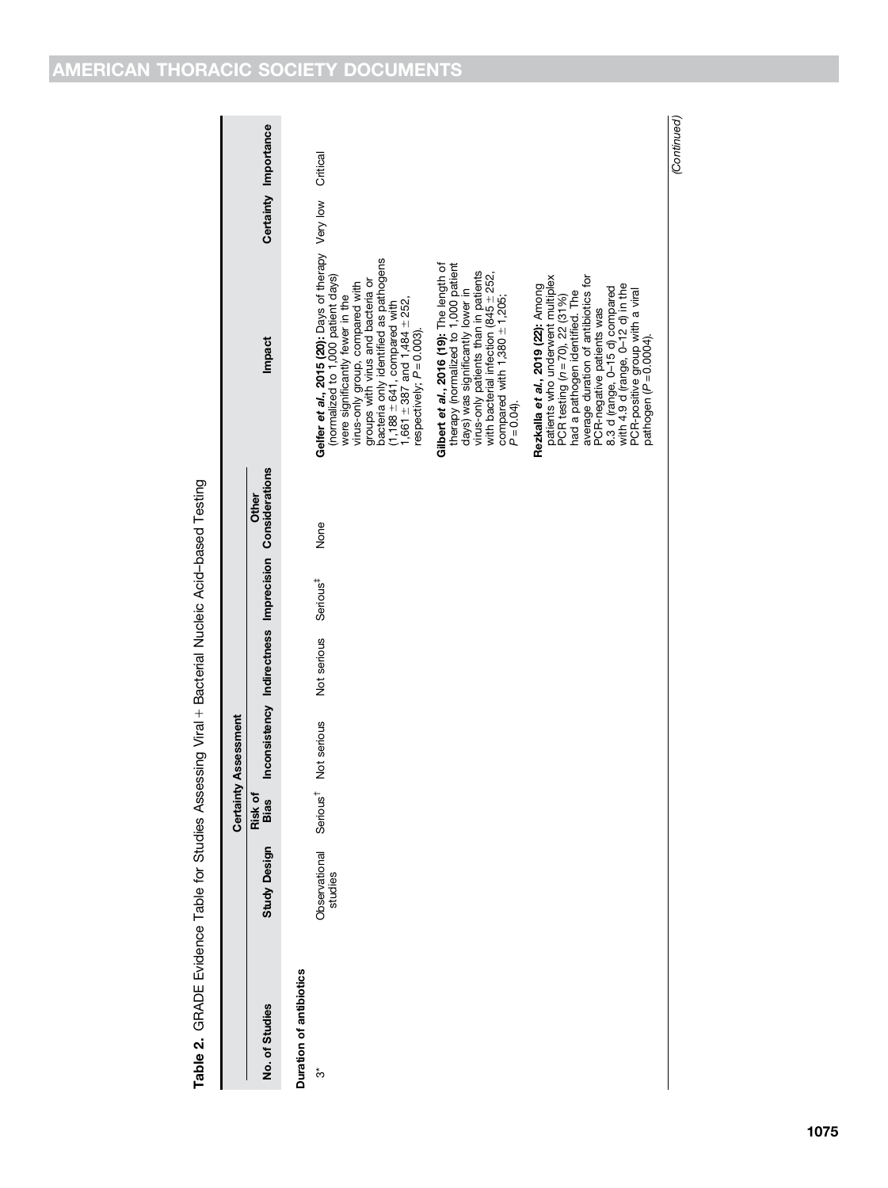**Table 2.** GRADE Evidence Table for Studies Assessing Viral + Bacterial Nucleic Acid–based Testing

| No. of Studies | Study Design | Certainty Assessment | | | | | Impact | Certainty | Importance |
|---|---|---|---|---|---|---|---|---|---|
| | | Risk of Bias | Inconsistency | Indirectness | Imprecision | Other Considerations | | | |
| **Duration of antibiotics** | | | | | | | | | |
| 3* | Observational studies | Serious[†] | Not serious | Not serious | Serious[‡] | None | **Gelfer *et al.*, 2015 (20):** Days of therapy (normalized to 1,000 patient days) were significantly fewer in the virus-only group, compared with groups with virus and bacteria or bacteria only identified as pathogens (1,188 ± 641, compared with 1,661 ± 387 and 1,484 ± 252, respectively; $P = 0.003$).<br><br>**Gilbert *et al.*, 2016 (19):** The length of therapy (normalized to 1,000 patient days) was significantly lower in virus-only patients than in patients with bacterial infection (845 ± 252, compared with 1,380 ± 1,205; $P = 0.04$).<br><br>**Rezkalla *et al.*, 2019 (22):** Among patients who underwent multiplex PCR testing ($n = 70$), 22 (31%) had a pathogen identified. The average duration of antibiotics for PCR-negative patients was 8.3 d (range, 0–15 d) compared with 4.9 d (range, 0–12 d) in the PCR-positive group with a viral pathogen ($P = 0.0004$). | Very low | Critical |

*(Continued)*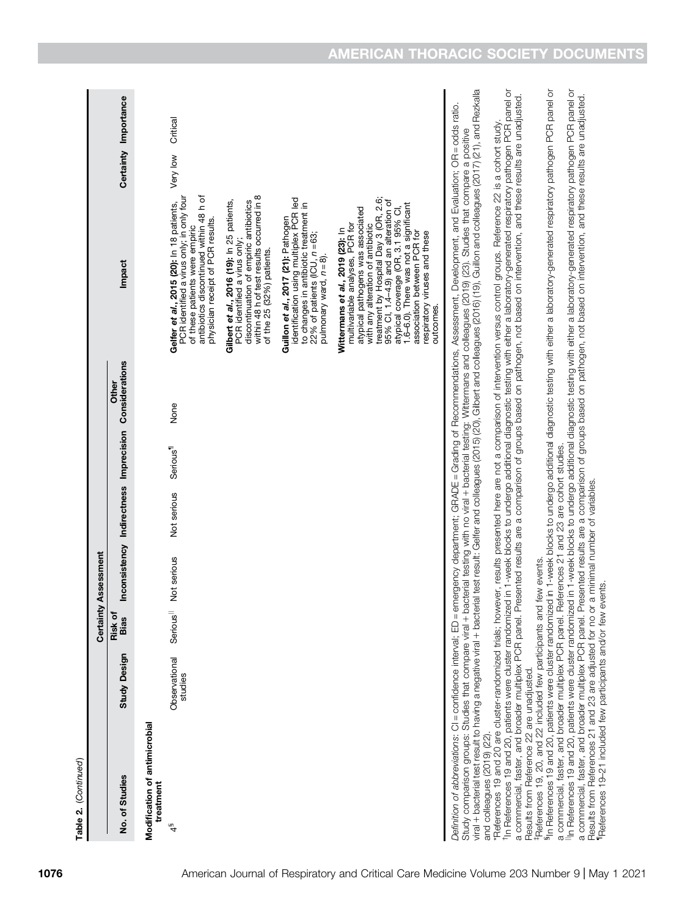**Table 2.** (*Continued*)

| No. of Studies | Study Design | Certainty Assessment | | | | | | Impact | Certainty | Importance |
|---|---|---|---|---|---|---|---|---|---|---|
| | | Risk of Bias | Inconsistency | Indirectness | Imprecision | Other Considerations | | | | |
| **Modification of antimicrobial treatment** | | | | | | | | | | |
| 4[§] | Observational studies | Serious[‖] | Not serious | Not serious | Serious[¶] | None | | **Gelfer et al., 2015 (20):** In 18 patients, PCR identified a virus only; in only four of these patients were empiric antibiotics discontinued within 48 h of physician receipt of PCR results.<br><br>**Gilbert et al., 2016 (19):** In 25 patients, PCR identified a virus only; discontinuation of empiric antibiotics within 48 h of test results occurred in 8 of the 25 (32%) patients.<br><br>**Guillon et al., 2017 (21):** Pathogen identification using multiplex PCR led to changes in antibiotic treatment in 22% of patients (ICU, $n = 63$; pulmonary ward, $n = 8$).<br><br>**Wittermans et al., 2019 (23):** In multivariable analyses, PCR for atypical pathogens was associated with any alteration of antibiotic treatment by Hospital Day 3 (OR, 2.6; 95% CI, 1.4–4.9) and an alteration of atypical coverage (OR, 3.1 95% CI, 1.6–6.0). There was not a significant association between PCR for respiratory viruses and these outcomes. | Very low | Critical |

*Definition of abbreviations*: CI = confidence interval; ED = emergency department; GRADE = Grading of Recommendations, Assessment, Development, and Evaluation; OR = odds ratio.

Study comparison groups: Studies that compare viral + bacterial testing with no viral + bacterial testing: Wittermans and colleagues (2019) (23). Studies that compare a positive viral + bacterial test result to having a negative viral + bacterial test result: Gelfer and colleagues (2015) (20), Gilbert and colleagues (2016) (19), Guillon and colleagues (2017) (21), and Rezkalla and colleagues (2019) (22).

*References 19 and 20 are cluster-randomized trials; however, results presented here are not a comparison of intervention versus control groups. Reference 22 is a cohort study.

†In References 19 and 20, patients were cluster randomized in 1-week blocks to undergo additional diagnostic testing with either a laboratory-generated respiratory pathogen PCR panel or a commercial, faster, and broader multiplex PCR panel. Presented results are a comparison of groups based on pathogen, not based on intervention, and these results are unadjusted. Results from Reference 22 are unadjusted.

‡References 19, 20, and 22 included few participants and few events.

§In References 19 and 20, patients were cluster randomized in 1-week blocks to undergo additional diagnostic testing with either a laboratory-generated respiratory pathogen PCR panel or a commercial, faster, and broader multiplex PCR panel. References 21 and 23 are cohort studies.

‖In References 19 and 20, patients were cluster randomized in 1-week blocks to undergo additional diagnostic testing with either a laboratory-generated respiratory pathogen PCR panel or a commercial, faster, and broader multiplex PCR panel. Presented results are a comparison of groups based on pathogen, not based on intervention, and these results are unadjusted. Results from References 21 and 23 are adjusted for no or a minimal number of variables.

¶References 19–21 included few participants and/or few events.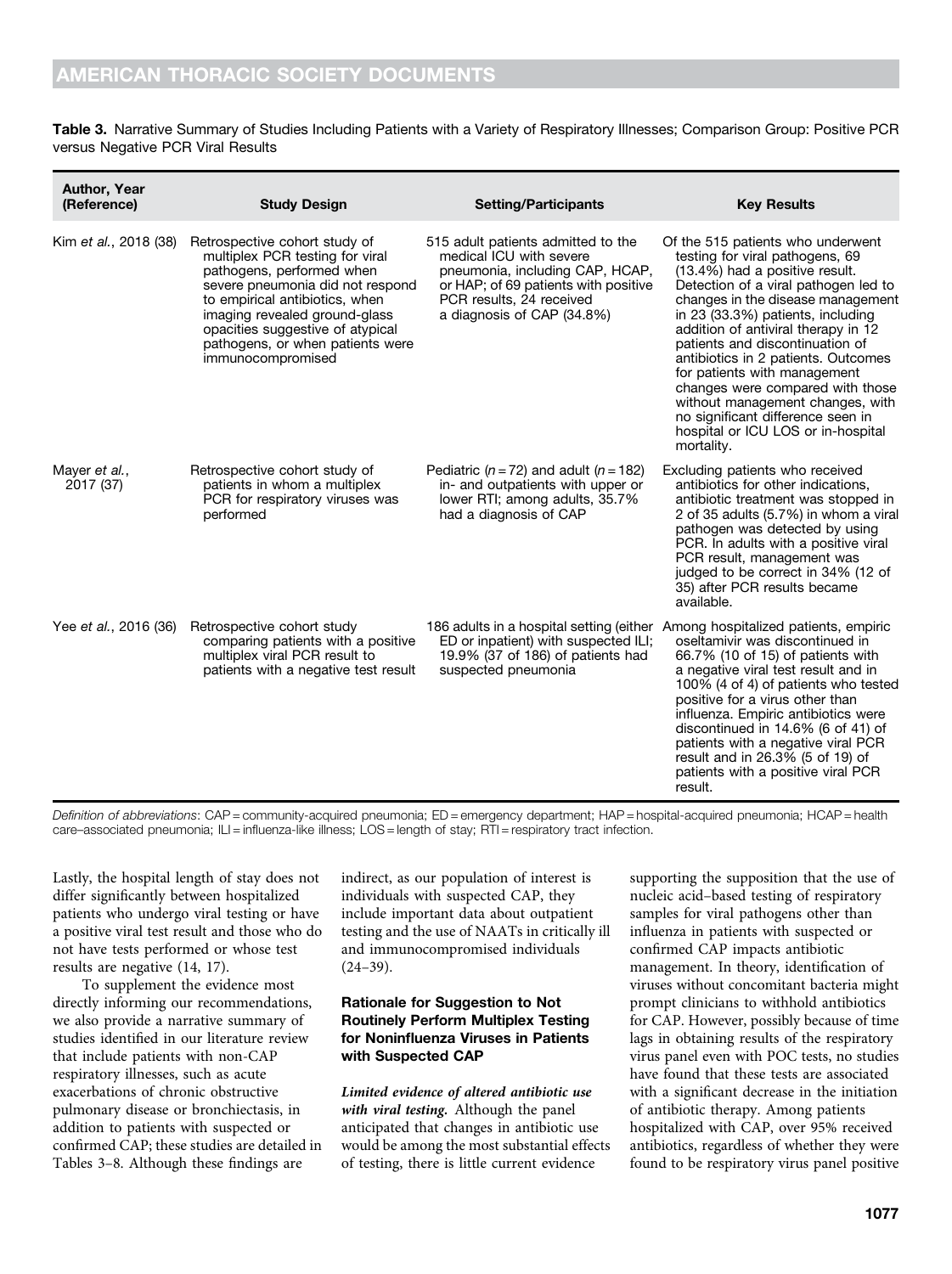**Table 3.** Narrative Summary of Studies Including Patients with a Variety of Respiratory Illnesses; Comparison Group: Positive PCR versus Negative PCR Viral Results

| Author, Year (Reference) | Study Design | Setting/Participants | Key Results |
|---|---|---|---|
| Kim *et al.*, 2018 (38) | Retrospective cohort study of multiplex PCR testing for viral pathogens, performed when severe pneumonia did not respond to empirical antibiotics, when imaging revealed ground-glass opacities suggestive of atypical pathogens, or when patients were immunocompromised | 515 adult patients admitted to the medical ICU with severe pneumonia, including CAP, HCAP, or HAP; of 69 patients with positive PCR results, 24 received a diagnosis of CAP (34.8%) | Of the 515 patients who underwent testing for viral pathogens, 69 (13.4%) had a positive result. Detection of a viral pathogen led to changes in the disease management in 23 (33.3%) patients, including addition of antiviral therapy in 12 patients and discontinuation of antibiotics in 2 patients. Outcomes for patients with management changes were compared with those without management changes, with no significant difference seen in hospital or ICU LOS or in-hospital mortality. |
| Mayer *et al.*, 2017 (37) | Retrospective cohort study of patients in whom a multiplex PCR for respiratory viruses was performed | Pediatric ($n = 72$) and adult ($n = 182$) in- and outpatients with upper or lower RTI; among adults, 35.7% had a diagnosis of CAP | Excluding patients who received antibiotics for other indications, antibiotic treatment was stopped in 2 of 35 adults (5.7%) in whom a viral pathogen was detected by using PCR. In adults with a positive viral PCR result, management was judged to be correct in 34% (12 of 35) after PCR results became available. |
| Yee *et al.*, 2016 (36) | Retrospective cohort study comparing patients with a positive multiplex viral PCR result to patients with a negative test result | 186 adults in a hospital setting (either ED or inpatient) with suspected ILI; 19.9% (37 of 186) of patients had suspected pneumonia | Among hospitalized patients, empiric oseltamivir was discontinued in 66.7% (10 of 15) of patients with a negative viral test result and in 100% (4 of 4) of patients who tested positive for a virus other than influenza. Empiric antibiotics were discontinued in 14.6% (6 of 41) of patients with a negative viral PCR result and in 26.3% (5 of 19) of patients with a positive viral PCR result. |

*Definition of abbreviations*: CAP = community-acquired pneumonia; ED = emergency department; HAP = hospital-acquired pneumonia; HCAP = health care–associated pneumonia; ILI = influenza-like illness; LOS = length of stay; RTI = respiratory tract infection.

Lastly, the hospital length of stay does not differ significantly between hospitalized patients who undergo viral testing or have a positive viral test result and those who do not have tests performed or whose test results are negative (14, 17).

To supplement the evidence most directly informing our recommendations, we also provide a narrative summary of studies identified in our literature review that include patients with non-CAP respiratory illnesses, such as acute exacerbations of chronic obstructive pulmonary disease or bronchiectasis, in addition to patients with suspected or confirmed CAP; these studies are detailed in Tables 3–8. Although these findings are indirect, as our population of interest is individuals with suspected CAP, they include important data about outpatient testing and the use of NAATs in critically ill and immunocompromised individuals (24–39).

### Rationale for Suggestion to Not Routinely Perform Multiplex Testing for Noninfluenza Viruses in Patients with Suspected CAP

***Limited evidence of altered antibiotic use with viral testing.*** Although the panel anticipated that changes in antibiotic use would be among the most substantial effects of testing, there is little current evidence supporting the supposition that the use of nucleic acid–based testing of respiratory samples for viral pathogens other than influenza in patients with suspected or confirmed CAP impacts antibiotic management. In theory, identification of viruses without concomitant bacteria might prompt clinicians to withhold antibiotics for CAP. However, possibly because of time lags in obtaining results of the respiratory virus panel even with POC tests, no studies have found that these tests are associated with a significant decrease in the initiation of antibiotic therapy. Among patients hospitalized with CAP, over 95% received antibiotics, regardless of whether they were found to be respiratory virus panel positive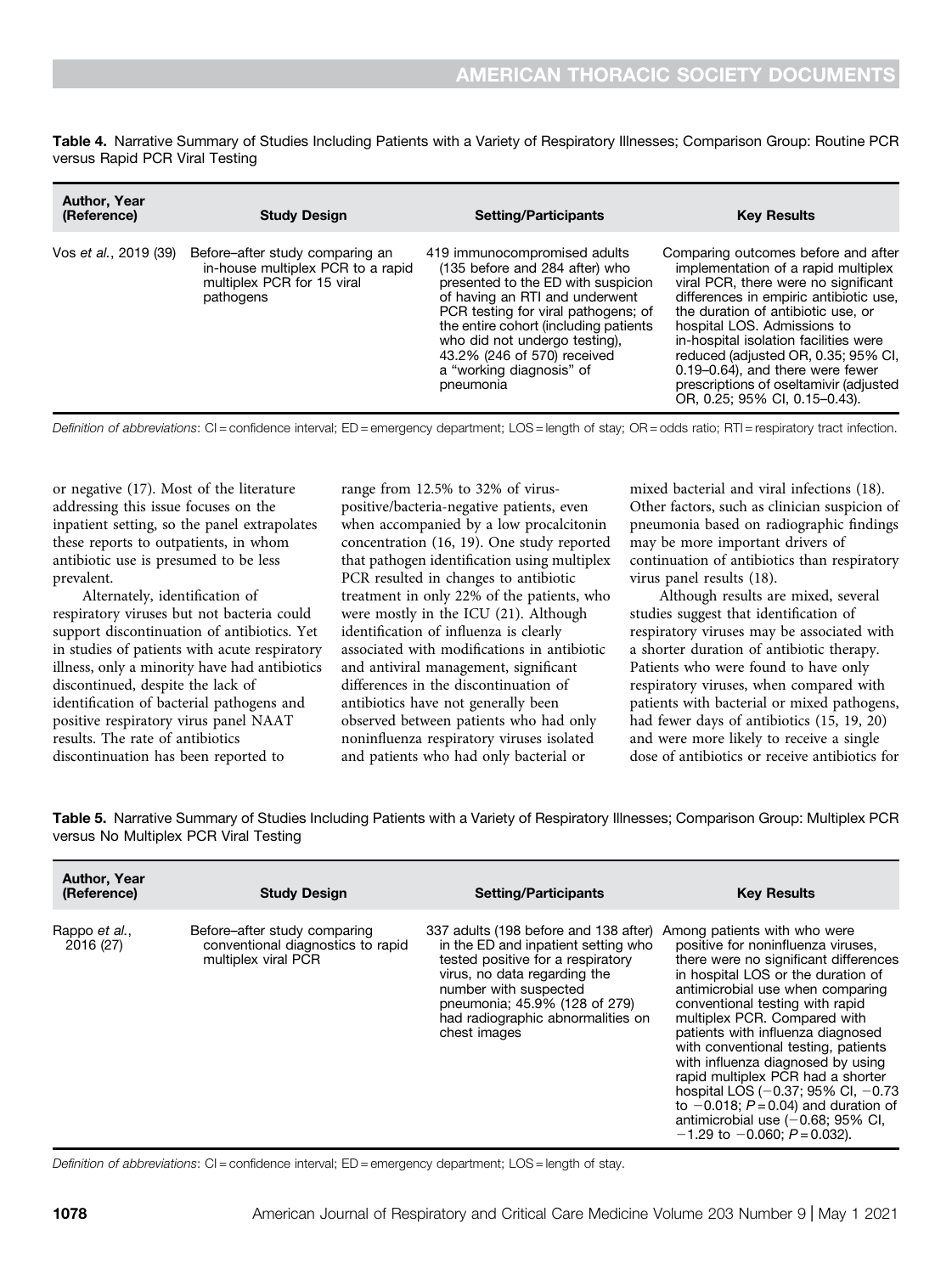**Table 4.** Narrative Summary of Studies Including Patients with a Variety of Respiratory Illnesses; Comparison Group: Routine PCR versus Rapid PCR Viral Testing

| Author, Year (Reference) | Study Design | Setting/Participants | Key Results |
|---|---|---|---|
| Vos *et al.*, 2019 (39) | Before–after study comparing an in-house multiplex PCR to a rapid multiplex PCR for 15 viral pathogens | 419 immunocompromised adults (135 before and 284 after) who presented to the ED with suspicion of having an RTI and underwent PCR testing for viral pathogens; of the entire cohort (including patients who did not undergo testing), 43.2% (246 of 570) received a "working diagnosis" of pneumonia | Comparing outcomes before and after implementation of a rapid multiplex viral PCR, there were no significant differences in empiric antibiotic use, the duration of antibiotic use, or hospital LOS. Admissions to in-hospital isolation facilities were reduced (adjusted OR, 0.35; 95% CI, 0.19–0.64), and there were fewer prescriptions of oseltamivir (adjusted OR, 0.25; 95% CI, 0.15–0.43). |

*Definition of abbreviations*: CI = confidence interval; ED = emergency department; LOS = length of stay; OR = odds ratio; RTI = respiratory tract infection.

or negative (17). Most of the literature addressing this issue focuses on the inpatient setting, so the panel extrapolates these reports to outpatients, in whom antibiotic use is presumed to be less prevalent.

Alternately, identification of respiratory viruses but not bacteria could support discontinuation of antibiotics. Yet in studies of patients with acute respiratory illness, only a minority have had antibiotics discontinued, despite the lack of identification of bacterial pathogens and positive respiratory virus panel NAAT results. The rate of antibiotics discontinuation has been reported to range from 12.5% to 32% of virus-positive/bacteria-negative patients, even when accompanied by a low procalcitonin concentration (16, 19). One study reported that pathogen identification using multiplex PCR resulted in changes to antibiotic treatment in only 22% of the patients, who were mostly in the ICU (21). Although identification of influenza is clearly associated with modifications in antibiotic and antiviral management, significant differences in the discontinuation of antibiotics have not generally been observed between patients who had only noninfluenza respiratory viruses isolated and patients who had only bacterial or mixed bacterial and viral infections (18). Other factors, such as clinician suspicion of pneumonia based on radiographic findings may be more important drivers of continuation of antibiotics than respiratory virus panel results (18).

Although results are mixed, several studies suggest that identification of respiratory viruses may be associated with a shorter duration of antibiotic therapy. Patients who were found to have only respiratory viruses, when compared with patients with bacterial or mixed pathogens, had fewer days of antibiotics (15, 19, 20) and were more likely to receive a single dose of antibiotics or receive antibiotics for

**Table 5.** Narrative Summary of Studies Including Patients with a Variety of Respiratory Illnesses; Comparison Group: Multiplex PCR versus No Multiplex PCR Viral Testing

| Author, Year (Reference) | Study Design | Setting/Participants | Key Results |
|---|---|---|---|
| Rappo *et al.*, 2016 (27) | Before–after study comparing conventional diagnostics to rapid multiplex viral PCR | 337 adults (198 before and 138 after) in the ED and inpatient setting who tested positive for a respiratory virus, no data regarding the number with suspected pneumonia; 45.9% (128 of 279) had radiographic abnormalities on chest images | Among patients with who were positive for noninfluenza viruses, there were no significant differences in hospital LOS or the duration of antimicrobial use when comparing conventional testing with rapid multiplex PCR. Compared with patients with influenza diagnosed with conventional testing, patients with influenza diagnosed by using rapid multiplex PCR had a shorter hospital LOS (−0.37; 95% CI, −0.73 to −0.018; $P = 0.04$) and duration of antimicrobial use (−0.68; 95% CI, −1.29 to −0.060; $P = 0.032$). |

*Definition of abbreviations*: CI = confidence interval; ED = emergency department; LOS = length of stay.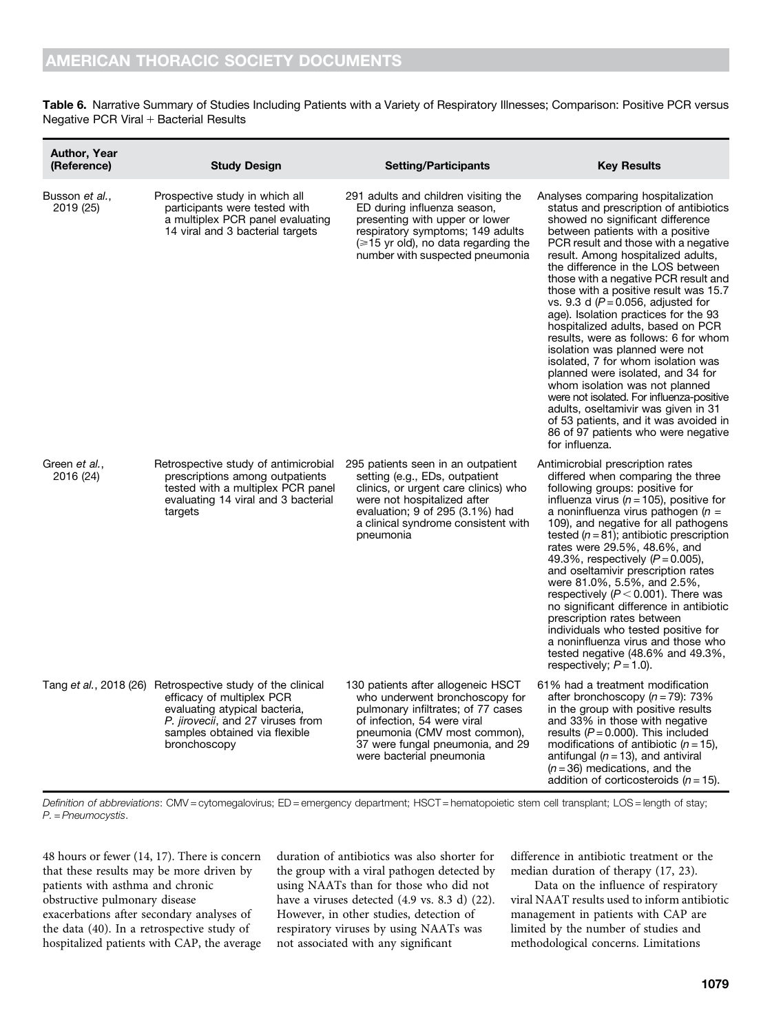**Table 6.** Narrative Summary of Studies Including Patients with a Variety of Respiratory Illnesses; Comparison: Positive PCR versus Negative PCR Viral + Bacterial Results

| Author, Year (Reference) | Study Design | Setting/Participants | Key Results |
| --- | --- | --- | --- |
| Busson *et al.*, 2019 (25) | Prospective study in which all participants were tested with a multiplex PCR panel evaluating 14 viral and 3 bacterial targets | 291 adults and children visiting the ED during influenza season, presenting with upper or lower respiratory symptoms; 149 adults (⩾15 yr old), no data regarding the number with suspected pneumonia | Analyses comparing hospitalization status and prescription of antibiotics showed no significant difference between patients with a positive PCR result and those with a negative result. Among hospitalized adults, the difference in the LOS between those with a negative PCR result and those with a positive result was 15.7 vs. 9.3 d ($P = 0.056$, adjusted for age). Isolation practices for the 93 hospitalized adults, based on PCR results, were as follows: 6 for whom isolation was planned were not isolated, 7 for whom isolation was planned were isolated, and 34 for whom isolation was not planned were not isolated. For influenza-positive adults, oseltamivir was given in 31 of 53 patients, and it was avoided in 86 of 97 patients who were negative for influenza. |
| Green *et al.*, 2016 (24) | Retrospective study of antimicrobial prescriptions among outpatients tested with a multiplex PCR panel evaluating 14 viral and 3 bacterial targets | 295 patients seen in an outpatient setting (e.g., EDs, outpatient clinics, or urgent care clinics) who were not hospitalized after evaluation; 9 of 295 (3.1%) had a clinical syndrome consistent with pneumonia | Antimicrobial prescription rates differed when comparing the three following groups: positive for influenza virus ($n = 105$), positive for a noninfluenza virus pathogen ($n = 109$), and negative for all pathogens tested ($n = 81$); antibiotic prescription rates were 29.5%, 48.6%, and 49.3%, respectively ($P = 0.005$), and oseltamivir prescription rates were 81.0%, 5.5%, and 2.5%, respectively ($P < 0.001$). There was no significant difference in antibiotic prescription rates between individuals who tested positive for a noninfluenza virus and those who tested negative (48.6% and 49.3%, respectively; $P = 1.0$). |
| Tang *et al.*, 2018 (26) | Retrospective study of the clinical efficacy of multiplex PCR evaluating atypical bacteria, *P. jirovecii*, and 27 viruses from samples obtained via flexible bronchoscopy | 130 patients after allogeneic HSCT who underwent bronchoscopy for pulmonary infiltrates; of 77 cases of infection, 54 were viral pneumonia (CMV most common), 37 were fungal pneumonia, and 29 were bacterial pneumonia | 61% had a treatment modification after bronchoscopy ($n = 79$): 73% in the group with positive results and 33% in those with negative results ($P = 0.000$). This included modifications of antibiotic ($n = 15$), antifungal ($n = 13$), and antiviral ($n = 36$) medications, and the addition of corticosteroids ($n = 15$). |

*Definition of abbreviations*: CMV = cytomegalovirus; ED = emergency department; HSCT = hematopoietic stem cell transplant; LOS = length of stay; *P.* = *Pneumocystis*.

48 hours or fewer (14, 17). There is concern that these results may be more driven by patients with asthma and chronic obstructive pulmonary disease exacerbations after secondary analyses of the data (40). In a retrospective study of hospitalized patients with CAP, the average duration of antibiotics was also shorter for the group with a viral pathogen detected by using NAATs than for those who did not have a viruses detected (4.9 vs. 8.3 d) (22). However, in other studies, detection of respiratory viruses by using NAATs was not associated with any significant difference in antibiotic treatment or the median duration of therapy (17, 23).

Data on the influence of respiratory viral NAAT results used to inform antibiotic management in patients with CAP are limited by the number of studies and methodological concerns. Limitations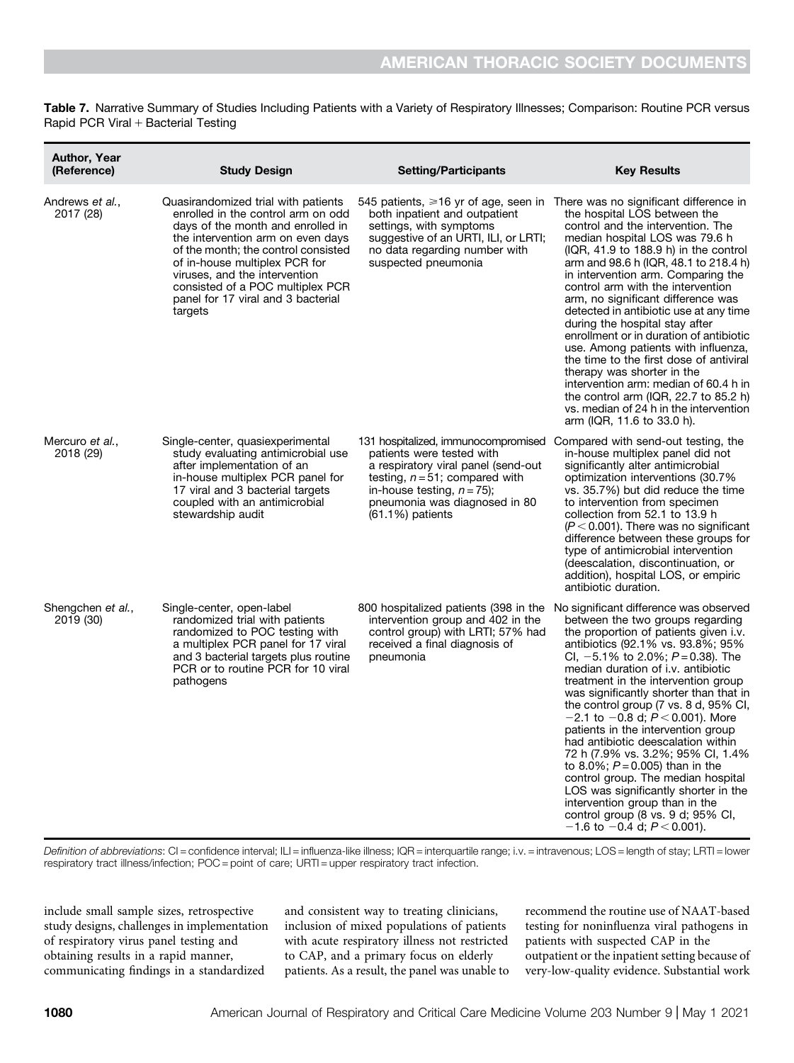**Table 7.** Narrative Summary of Studies Including Patients with a Variety of Respiratory Illnesses; Comparison: Routine PCR versus Rapid PCR Viral + Bacterial Testing

| Author, Year (Reference) | Study Design | Setting/Participants | Key Results |
|---|---|---|---|
| Andrews *et al.*, 2017 (28) | Quasirandomized trial with patients enrolled in the control arm on odd days of the month and enrolled in the intervention arm on even days of the month; the control consisted of in-house multiplex PCR for viruses, and the intervention consisted of a POC multiplex PCR panel for 17 viral and 3 bacterial targets | 545 patients, ⩾16 yr of age, seen in both inpatient and outpatient settings, with symptoms suggestive of an URTI, ILI, or LRTI; no data regarding number with suspected pneumonia | There was no significant difference in the hospital LOS between the control and the intervention. The median hospital LOS was 79.6 h (IQR, 41.9 to 188.9 h) in the control arm and 98.6 h (IQR, 48.1 to 218.4 h) in intervention arm. Comparing the control arm with the intervention arm, no significant difference was detected in antibiotic use at any time during the hospital stay after enrollment or in duration of antibiotic use. Among patients with influenza, the time to the first dose of antiviral therapy was shorter in the intervention arm: median of 60.4 h in the control arm (IQR, 22.7 to 85.2 h) vs. median of 24 h in the intervention arm (IQR, 11.6 to 33.0 h). |
| Mercuro *et al.*, 2018 (29) | Single-center, quasiexperimental study evaluating antimicrobial use after implementation of an in-house multiplex PCR panel for 17 viral and 3 bacterial targets coupled with an antimicrobial stewardship audit | 131 hospitalized, immunocompromised patients were tested with a respiratory viral panel (send-out testing, $n = 51$; compared with in-house testing, $n = 75$); pneumonia was diagnosed in 80 (61.1%) patients | Compared with send-out testing, the in-house multiplex panel did not significantly alter antimicrobial optimization interventions (30.7% vs. 35.7%) but did reduce the time to intervention from specimen collection from 52.1 to 13.9 h ($P < 0.001$). There was no significant difference between these groups for type of antimicrobial intervention (deescalation, discontinuation, or addition), hospital LOS, or empiric antibiotic duration. |
| Shengchen *et al.*, 2019 (30) | Single-center, open-label randomized trial with patients randomized to POC testing with a multiplex PCR panel for 17 viral and 3 bacterial targets plus routine PCR or to routine PCR for 10 viral pathogens | 800 hospitalized patients (398 in the intervention group and 402 in the control group) with LRTI; 57% had received a final diagnosis of pneumonia | No significant difference was observed between the two groups regarding the proportion of patients given i.v. antibiotics (92.1% vs. 93.8%; 95% CI, −5.1% to 2.0%; $P = 0.38$). The median duration of i.v. antibiotic treatment in the intervention group was significantly shorter than that in the control group (7 vs. 8 d, 95% CI, −2.1 to −0.8 d; $P < 0.001$). More patients in the intervention group had antibiotic deescalation within 72 h (7.9% vs. 3.2%; 95% CI, 1.4% to 8.0%; $P = 0.005$) than in the control group. The median hospital LOS was significantly shorter in the intervention group than in the control group (8 vs. 9 d; 95% CI, −1.6 to −0.4 d; $P < 0.001$). |

*Definition of abbreviations*: CI = confidence interval; ILI = influenza-like illness; IQR = interquartile range; i.v. = intravenous; LOS = length of stay; LRTI = lower respiratory tract illness/infection; POC = point of care; URTI = upper respiratory tract infection.

include small sample sizes, retrospective study designs, challenges in implementation of respiratory virus panel testing and obtaining results in a rapid manner, communicating findings in a standardized and consistent way to treating clinicians, inclusion of mixed populations of patients with acute respiratory illness not restricted to CAP, and a primary focus on elderly patients. As a result, the panel was unable to recommend the routine use of NAAT-based testing for noninfluenza viral pathogens in patients with suspected CAP in the outpatient or the inpatient setting because of very-low-quality evidence. Substantial work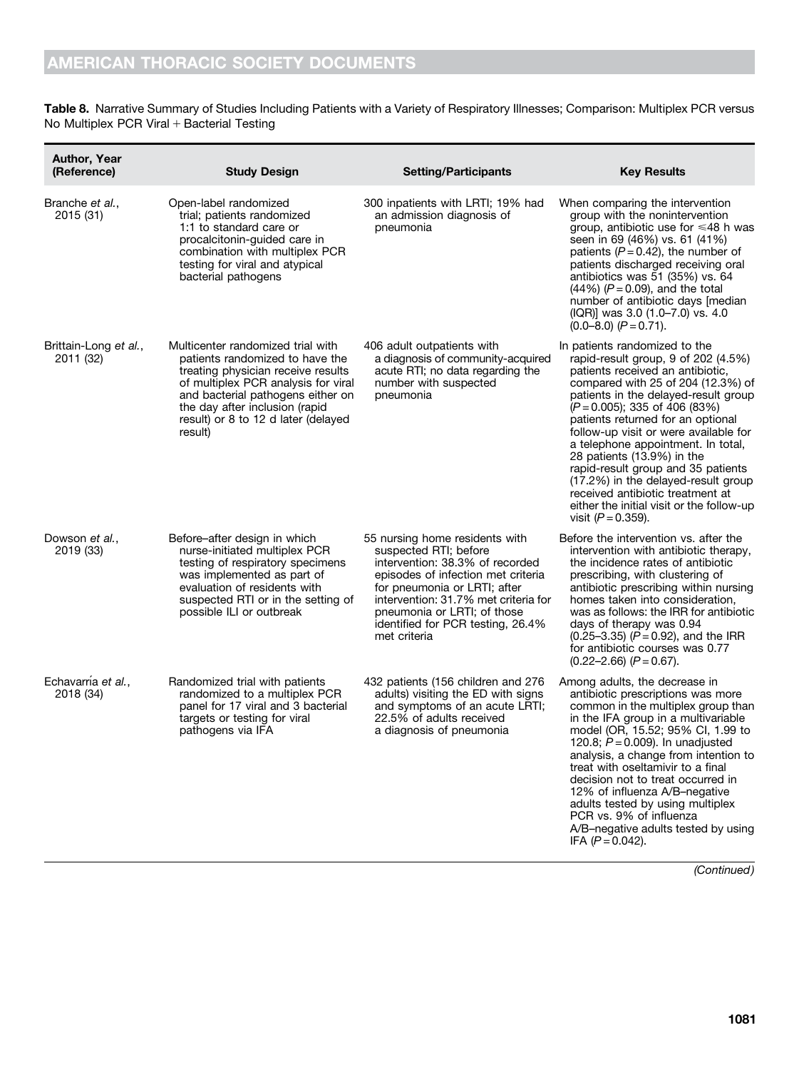**Table 8.** Narrative Summary of Studies Including Patients with a Variety of Respiratory Illnesses; Comparison: Multiplex PCR versus No Multiplex PCR Viral + Bacterial Testing

| Author, Year (Reference) | Study Design | Setting/Participants | Key Results |
| --- | --- | --- | --- |
| Branche *et al.*, 2015 (31) | Open-label randomized trial; patients randomized 1:1 to standard care or procalcitonin-guided care in combination with multiplex PCR testing for viral and atypical bacterial pathogens | 300 inpatients with LRTI; 19% had an admission diagnosis of pneumonia | When comparing the intervention group with the nonintervention group, antibiotic use for ⩽48 h was seen in 69 (46%) vs. 61 (41%) patients ($P = 0.42$), the number of patients discharged receiving oral antibiotics was 51 (35%) vs. 64 (44%) ($P = 0.09$), and the total number of antibiotic days [median (IQR)] was 3.0 (1.0–7.0) vs. 4.0 (0.0–8.0) ($P = 0.71$). |
| Brittain-Long *et al.*, 2011 (32) | Multicenter randomized trial with patients randomized to have the treating physician receive results of multiplex PCR analysis for viral and bacterial pathogens either on the day after inclusion (rapid result) or 8 to 12 d later (delayed result) | 406 adult outpatients with a diagnosis of community-acquired acute RTI; no data regarding the number with suspected pneumonia | In patients randomized to the rapid-result group, 9 of 202 (4.5%) patients received an antibiotic, compared with 25 of 204 (12.3%) of patients in the delayed-result group ($P = 0.005$); 335 of 406 (83%) patients returned for an optional follow-up visit or were available for a telephone appointment. In total, 28 patients (13.9%) in the rapid-result group and 35 patients (17.2%) in the delayed-result group received antibiotic treatment at either the initial visit or the follow-up visit ($P = 0.359$). |
| Dowson *et al.*, 2019 (33) | Before–after design in which nurse-initiated multiplex PCR testing of respiratory specimens was implemented as part of evaluation of residents with suspected RTI or in the setting of possible ILI or outbreak | 55 nursing home residents with suspected RTI; before intervention: 38.3% of recorded episodes of infection met criteria for pneumonia or LRTI; after intervention: 31.7% met criteria for pneumonia or LRTI; of those identified for PCR testing, 26.4% met criteria | Before the intervention vs. after the intervention with antibiotic therapy, the incidence rates of antibiotic prescribing, with clustering of antibiotic prescribing within nursing homes taken into consideration, was as follows: the IRR for antibiotic days of therapy was 0.94 (0.25–3.35) ($P = 0.92$), and the IRR for antibiotic courses was 0.77 (0.22–2.66) ($P = 0.67$). |
| Echavarría *et al.*, 2018 (34) | Randomized trial with patients randomized to a multiplex PCR panel for 17 viral and 3 bacterial targets or testing for viral pathogens via IFA | 432 patients (156 children and 276 adults) visiting the ED with signs and symptoms of an acute LRTI; 22.5% of adults received a diagnosis of pneumonia | Among adults, the decrease in antibiotic prescriptions was more common in the multiplex group than in the IFA group in a multivariable model (OR, 15.52; 95% CI, 1.99 to 120.8; $P = 0.009$). In unadjusted analysis, a change from intention to treat with oseltamivir to a final decision not to treat occurred in 12% of influenza A/B–negative adults tested by using multiplex PCR vs. 9% of influenza A/B–negative adults tested by using IFA ($P = 0.042$). |

*(Continued)*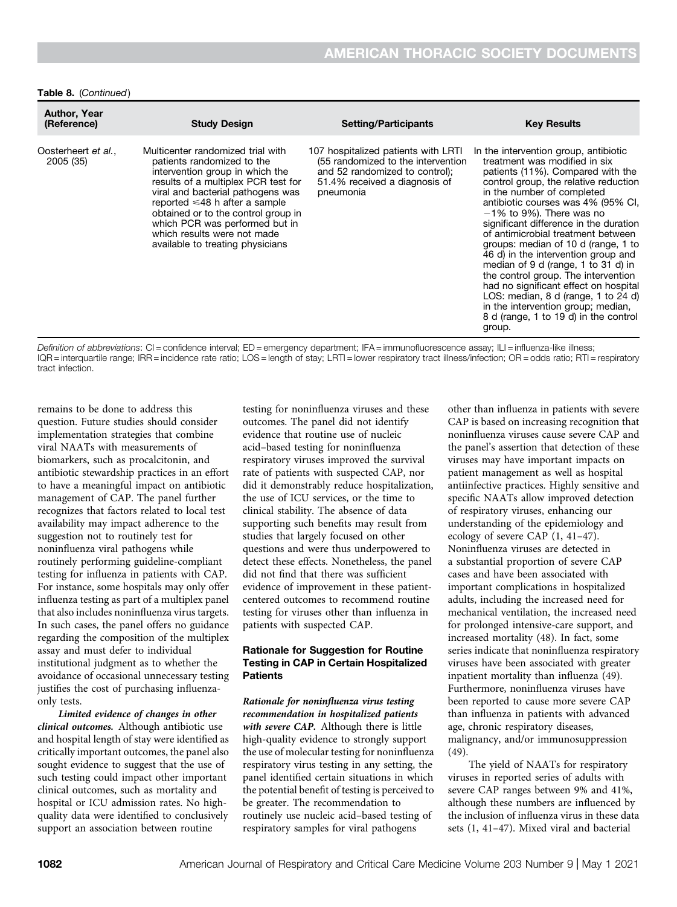**Table 8.** (*Continued*)

| Author, Year (Reference) | Study Design | Setting/Participants | Key Results |
|---|---|---|---|
| Oosterheert *et al.*, 2005 (35) | Multicenter randomized trial with patients randomized to the intervention group in which the results of a multiplex PCR test for viral and bacterial pathogens was reported ≤48 h after a sample obtained or to the control group in which PCR was performed but in which results were not made available to treating physicians | 107 hospitalized patients with LRTI (55 randomized to the intervention and 52 randomized to control); 51.4% received a diagnosis of pneumonia | In the intervention group, antibiotic treatment was modified in six patients (11%). Compared with the control group, the relative reduction in the number of completed antibiotic courses was 4% (95% CI, −1% to 9%). There was no significant difference in the duration of antimicrobial treatment between groups: median of 10 d (range, 1 to 46 d) in the intervention group and median of 9 d (range, 1 to 31 d) in the control group. The intervention had no significant effect on hospital LOS: median, 8 d (range, 1 to 24 d) in the intervention group; median, 8 d (range, 1 to 19 d) in the control group. |

*Definition of abbreviations*: CI = confidence interval; ED = emergency department; IFA = immunofluorescence assay; ILI = influenza-like illness; IQR = interquartile range; IRR = incidence rate ratio; LOS = length of stay; LRTI = lower respiratory tract illness/infection; OR = odds ratio; RTI = respiratory tract infection.

remains to be done to address this question. Future studies should consider implementation strategies that combine viral NAATs with measurements of biomarkers, such as procalcitonin, and antibiotic stewardship practices in an effort to have a meaningful impact on antibiotic management of CAP. The panel further recognizes that factors related to local test availability may impact adherence to the suggestion not to routinely test for noninfluenza viral pathogens while routinely performing guideline-compliant testing for influenza in patients with CAP. For instance, some hospitals may only offer influenza testing as part of a multiplex panel that also includes noninfluenza virus targets. In such cases, the panel offers no guidance regarding the composition of the multiplex assay and must defer to individual institutional judgment as to whether the avoidance of occasional unnecessary testing justifies the cost of purchasing influenza-only tests.

***Limited evidence of changes in other clinical outcomes.*** Although antibiotic use and hospital length of stay were identified as critically important outcomes, the panel also sought evidence to suggest that the use of such testing could impact other important clinical outcomes, such as mortality and hospital or ICU admission rates. No high-quality data were identified to conclusively support an association between routine testing for noninfluenza viruses and these outcomes. The panel did not identify evidence that routine use of nucleic acid–based testing for noninfluenza respiratory viruses improved the survival rate of patients with suspected CAP, nor did it demonstrably reduce hospitalization, the use of ICU services, or the time to clinical stability. The absence of data supporting such benefits may result from studies that largely focused on other questions and were thus underpowered to detect these effects. Nonetheless, the panel did not find that there was sufficient evidence of improvement in these patient-centered outcomes to recommend routine testing for viruses other than influenza in patients with suspected CAP.

### Rationale for Suggestion for Routine Testing in CAP in Certain Hospitalized Patients

***Rationale for noninfluenza virus testing recommendation in hospitalized patients with severe CAP.*** Although there is little high-quality evidence to strongly support the use of molecular testing for noninfluenza respiratory virus testing in any setting, the panel identified certain situations in which the potential benefit of testing is perceived to be greater. The recommendation to routinely use nucleic acid–based testing of respiratory samples for viral pathogens other than influenza in patients with severe CAP is based on increasing recognition that noninfluenza viruses cause severe CAP and the panel's assertion that detection of these viruses may have important impacts on patient management as well as hospital antiinfective practices. Highly sensitive and specific NAATs allow improved detection of respiratory viruses, enhancing our understanding of the epidemiology and ecology of severe CAP (1, 41–47). Noninfluenza viruses are detected in a substantial proportion of severe CAP cases and have been associated with important complications in hospitalized adults, including the increased need for mechanical ventilation, the increased need for prolonged intensive-care support, and increased mortality (48). In fact, some series indicate that noninfluenza respiratory viruses have been associated with greater inpatient mortality than influenza (49). Furthermore, noninfluenza viruses have been reported to cause more severe CAP than influenza in patients with advanced age, chronic respiratory diseases, malignancy, and/or immunosuppression (49).

The yield of NAATs for respiratory viruses in reported series of adults with severe CAP ranges between 9% and 41%, although these numbers are influenced by the inclusion of influenza virus in these data sets (1, 41–47). Mixed viral and bacterial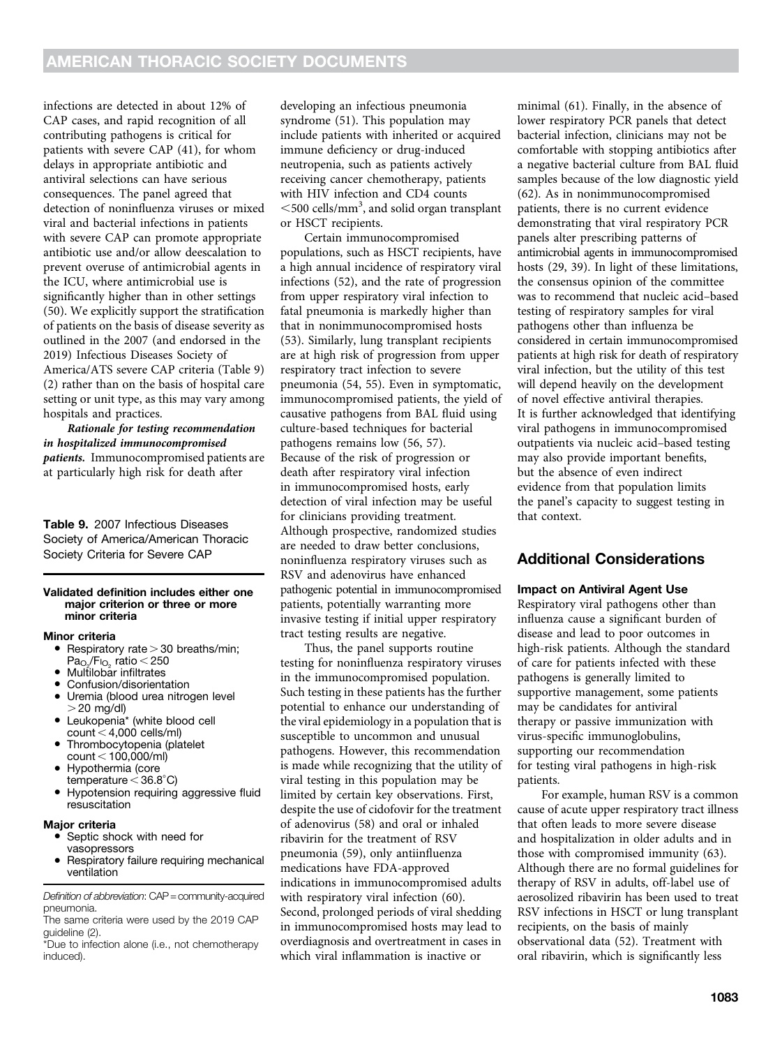infections are detected in about 12% of CAP cases, and rapid recognition of all contributing pathogens is critical for patients with severe CAP (41), for whom delays in appropriate antibiotic and antiviral selections can have serious consequences. The panel agreed that detection of noninfluenza viruses or mixed viral and bacterial infections in patients with severe CAP can promote appropriate antibiotic use and/or allow deescalation to prevent overuse of antimicrobial agents in the ICU, where antimicrobial use is significantly higher than in other settings (50). We explicitly support the stratification of patients on the basis of disease severity as outlined in the 2007 (and endorsed in the 2019) Infectious Diseases Society of America/ATS severe CAP criteria (Table 9) (2) rather than on the basis of hospital care setting or unit type, as this may vary among hospitals and practices.

***Rationale for testing recommendation in hospitalized immunocompromised patients.*** Immunocompromised patients are at particularly high risk for death after developing an infectious pneumonia syndrome (51). This population may include patients with inherited or acquired immune deficiency or drug-induced neutropenia, such as patients actively receiving cancer chemotherapy, patients with HIV infection and CD4 counts <500 cells/mm$^3$, and solid organ transplant or HSCT recipients.

Certain immunocompromised populations, such as HSCT recipients, have a high annual incidence of respiratory viral infections (52), and the rate of progression from upper respiratory viral infection to fatal pneumonia is markedly higher than that in nonimmunocompromised hosts (53). Similarly, lung transplant recipients are at high risk of progression from upper respiratory tract infection to severe pneumonia (54, 55). Even in symptomatic, immunocompromised patients, the yield of causative pathogens from BAL fluid using culture-based techniques for bacterial pathogens remains low (56, 57). Because of the risk of progression or death after respiratory viral infection in immunocompromised hosts, early detection of viral infection may be useful for clinicians providing treatment. Although prospective, randomized studies are needed to draw better conclusions, noninfluenza respiratory viruses such as RSV and adenovirus have enhanced pathogenic potential in immunocompromised patients, potentially warranting more invasive testing if initial upper respiratory tract testing results are negative.

Thus, the panel supports routine testing for noninfluenza respiratory viruses in the immunocompromised population. Such testing in these patients has the further potential to enhance our understanding of the viral epidemiology in a population that is susceptible to uncommon and unusual pathogens. However, this recommendation is made while recognizing that the utility of viral testing in this population may be limited by certain key observations. First, despite the use of cidofovir for the treatment of adenovirus (58) and oral or inhaled ribavirin for the treatment of RSV pneumonia (59), only antiinfluenza medications have FDA-approved indications in immunocompromised adults with respiratory viral infection (60). Second, prolonged periods of viral shedding in immunocompromised hosts may lead to overdiagnosis and overtreatment in cases in which viral inflammation is inactive or minimal (61). Finally, in the absence of lower respiratory PCR panels that detect bacterial infection, clinicians may not be comfortable with stopping antibiotics after a negative bacterial culture from BAL fluid samples because of the low diagnostic yield (62). As in nonimmunocompromised patients, there is no current evidence demonstrating that viral respiratory PCR panels alter prescribing patterns of antimicrobial agents in immunocompromised hosts (29, 39). In light of these limitations, the consensus opinion of the committee was to recommend that nucleic acid–based testing of respiratory samples for viral pathogens other than influenza be considered in certain immunocompromised patients at high risk for death of respiratory viral infection, but the utility of this test will depend heavily on the development of novel effective antiviral therapies. It is further acknowledged that identifying viral pathogens in immunocompromised outpatients via nucleic acid–based testing may also provide important benefits, but the absence of even indirect evidence from that population limits the panel's capacity to suggest testing in that context.

**Table 9.** 2007 Infectious Diseases Society of America/American Thoracic Society Criteria for Severe CAP

**Validated definition includes either one major criterion or three or more minor criteria**

**Minor criteria**
- Respiratory rate > 30 breaths/min; $Pa_{O_2}/F_{I_{O_2}}$ ratio < 250
- Multilobar infiltrates
- Confusion/disorientation
- Uremia (blood urea nitrogen level > 20 mg/dl)
- Leukopenia* (white blood cell count < 4,000 cells/ml)
- Thrombocytopenia (platelet count < 100,000/ml)
- Hypothermia (core temperature < 36.8°C)
- Hypotension requiring aggressive fluid resuscitation

**Major criteria**
- Septic shock with need for vasopressors
- Respiratory failure requiring mechanical ventilation

*Definition of abbreviation*: CAP = community-acquired pneumonia.

The same criteria were used by the 2019 CAP guideline (2).

*Due to infection alone (i.e., not chemotherapy induced).

## Additional Considerations

### Impact on Antiviral Agent Use

Respiratory viral pathogens other than influenza cause a significant burden of disease and lead to poor outcomes in high-risk patients. Although the standard of care for patients infected with these pathogens is generally limited to supportive management, some patients may be candidates for antiviral therapy or passive immunization with virus-specific immunoglobulins, supporting our recommendation for testing viral pathogens in high-risk patients.

For example, human RSV is a common cause of acute upper respiratory tract illness that often leads to more severe disease and hospitalization in older adults and in those with compromised immunity (63). Although there are no formal guidelines for therapy of RSV in adults, off-label use of aerosolized ribavirin has been used to treat RSV infections in HSCT or lung transplant recipients, on the basis of mainly observational data (52). Treatment with oral ribavirin, which is significantly less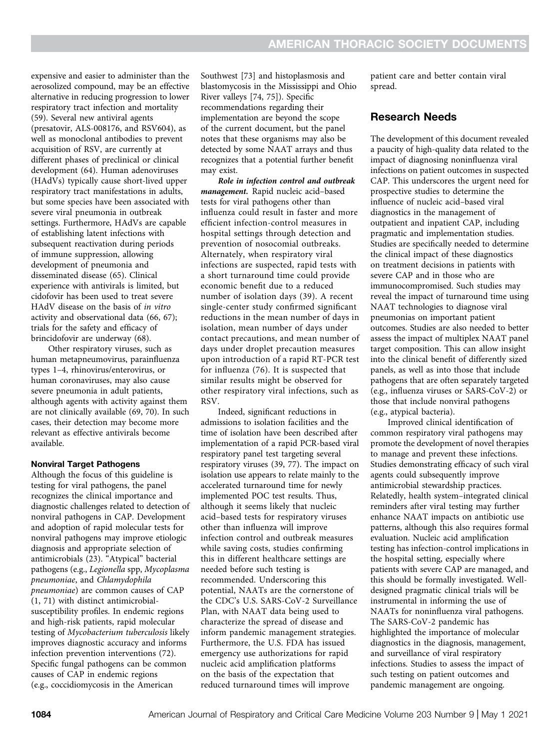expensive and easier to administer than the aerosolized compound, may be an effective alternative in reducing progression to lower respiratory tract infection and mortality (59). Several new antiviral agents (presatovir, ALS-008176, and RSV604), as well as monoclonal antibodies to prevent acquisition of RSV, are currently at different phases of preclinical or clinical development (64). Human adenoviruses (HAdVs) typically cause short-lived upper respiratory tract manifestations in adults, but some species have been associated with severe viral pneumonia in outbreak settings. Furthermore, HAdVs are capable of establishing latent infections with subsequent reactivation during periods of immune suppression, allowing development of pneumonia and disseminated disease (65). Clinical experience with antivirals is limited, but cidofovir has been used to treat severe HAdV disease on the basis of *in vitro* activity and observational data (66, 67); trials for the safety and efficacy of brincidofovir are underway (68).

Other respiratory viruses, such as human metapneumovirus, parainfluenza types 1–4, rhinovirus/enterovirus, or human coronaviruses, may also cause severe pneumonia in adult patients, although agents with activity against them are not clinically available (69, 70). In such cases, their detection may become more relevant as effective antivirals become available.

#### Nonviral Target Pathogens

Although the focus of this guideline is testing for viral pathogens, the panel recognizes the clinical importance and diagnostic challenges related to detection of nonviral pathogens in CAP. Development and adoption of rapid molecular tests for nonviral pathogens may improve etiologic diagnosis and appropriate selection of antimicrobials (23). "Atypical" bacterial pathogens (e.g., *Legionella* spp, *Mycoplasma pneumoniae*, and *Chlamydophila pneumoniae*) are common causes of CAP (1, 71) with distinct antimicrobial-susceptibility profiles. In endemic regions and high-risk patients, rapid molecular testing of *Mycobacterium tuberculosis* likely improves diagnostic accuracy and informs infection prevention interventions (72). Specific fungal pathogens can be common causes of CAP in endemic regions (e.g., coccidiomycosis in the American Southwest [73] and histoplasmosis and blastomycosis in the Mississippi and Ohio River valleys [74, 75]). Specific recommendations regarding their implementation are beyond the scope of the current document, but the panel notes that these organisms may also be detected by some NAAT arrays and thus recognizes that a potential further benefit may exist.

***Role in infection control and outbreak management.*** Rapid nucleic acid–based tests for viral pathogens other than influenza could result in faster and more efficient infection-control measures in hospital settings through detection and prevention of nosocomial outbreaks. Alternately, when respiratory viral infections are suspected, rapid tests with a short turnaround time could provide economic benefit due to a reduced number of isolation days (39). A recent single-center study confirmed significant reductions in the mean number of days in isolation, mean number of days under contact precautions, and mean number of days under droplet precaution measures upon introduction of a rapid RT-PCR test for influenza (76). It is suspected that similar results might be observed for other respiratory viral infections, such as RSV.

Indeed, significant reductions in admissions to isolation facilities and the time of isolation have been described after implementation of a rapid PCR-based viral respiratory panel test targeting several respiratory viruses (39, 77). The impact on isolation use appears to relate mainly to the accelerated turnaround time for newly implemented POC test results. Thus, although it seems likely that nucleic acid–based tests for respiratory viruses other than influenza will improve infection control and outbreak measures while saving costs, studies confirming this in different healthcare settings are needed before such testing is recommended. Underscoring this potential, NAATs are the cornerstone of the CDC's U.S. SARS-CoV-2 Surveillance Plan, with NAAT data being used to characterize the spread of disease and inform pandemic management strategies. Furthermore, the U.S. FDA has issued emergency use authorizations for rapid nucleic acid amplification platforms on the basis of the expectation that reduced turnaround times will improve patient care and better contain viral spread.

## Research Needs

The development of this document revealed a paucity of high-quality data related to the impact of diagnosing noninfluenza viral infections on patient outcomes in suspected CAP. This underscores the urgent need for prospective studies to determine the influence of nucleic acid–based viral diagnostics in the management of outpatient and inpatient CAP, including pragmatic and implementation studies. Studies are specifically needed to determine the clinical impact of these diagnostics on treatment decisions in patients with severe CAP and in those who are immunocompromised. Such studies may reveal the impact of turnaround time using NAAT technologies to diagnose viral pneumonias on important patient outcomes. Studies are also needed to better assess the impact of multiplex NAAT panel target composition. This can allow insight into the clinical benefit of differently sized panels, as well as into those that include pathogens that are often separately targeted (e.g., influenza viruses or SARS-CoV-2) or those that include nonviral pathogens (e.g., atypical bacteria).

Improved clinical identification of common respiratory viral pathogens may promote the development of novel therapies to manage and prevent these infections. Studies demonstrating efficacy of such viral agents could subsequently improve antimicrobial stewardship practices. Relatedly, health system–integrated clinical reminders after viral testing may further enhance NAAT impacts on antibiotic use patterns, although this also requires formal evaluation. Nucleic acid amplification testing has infection-control implications in the hospital setting, especially where patients with severe CAP are managed, and this should be formally investigated. Well-designed pragmatic clinical trials will be instrumental in informing the use of NAATs for noninfluenza viral pathogens. The SARS-CoV-2 pandemic has highlighted the importance of molecular diagnostics in the diagnosis, management, and surveillance of viral respiratory infections. Studies to assess the impact of such testing on patient outcomes and pandemic management are ongoing.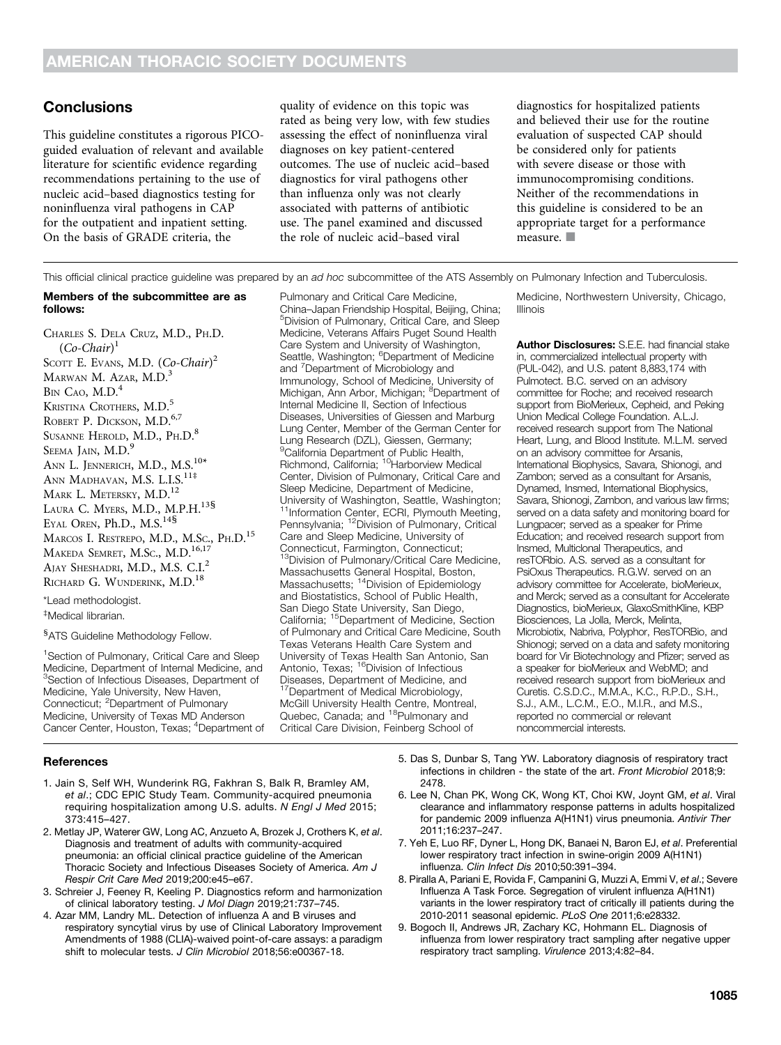## Conclusions

This guideline constitutes a rigorous PICO-guided evaluation of relevant and available literature for scientific evidence regarding recommendations pertaining to the use of nucleic acid–based diagnostics testing for noninfluenza viral pathogens in CAP for the outpatient and inpatient setting. On the basis of GRADE criteria, the quality of evidence on this topic was rated as being very low, with few studies assessing the effect of noninfluenza viral diagnoses on key patient-centered outcomes. The use of nucleic acid–based diagnostics for viral pathogens other than influenza only was not clearly associated with patterns of antibiotic use. The panel examined and discussed the role of nucleic acid–based viral diagnostics for hospitalized patients and believed their use for the routine evaluation of suspected CAP should be considered only for patients with severe disease or those with immunocompromising conditions. Neither of the recommendations in this guideline is considered to be an appropriate target for a performance measure. ■

This official clinical practice guideline was prepared by an *ad hoc* subcommittee of the ATS Assembly on Pulmonary Infection and Tuberculosis.

**Members of the subcommittee are as follows:**

Charles S. Dela Cruz, M.D., Ph.D. (*Co-Chair*)[1]
Scott E. Evans, M.D. (*Co-Chair*)[2]
Marwan M. Azar, M.D.[3]
Bin Cao, M.D.[4]
Kristina Crothers, M.D.[5]
Robert P. Dickson, M.D.[6,7]
Susanne Herold, M.D., Ph.D.[8]
Seema Jain, M.D.[9]
Ann L. Jennerich, M.D., M.S.[10*]
Ann Madhavan, M.S. L.I.S.[11‡]
Mark L. Metersky, M.D.[12]
Laura C. Myers, M.D., M.P.H.[13§]
Eyal Oren, Ph.D., M.S.[14§]
Marcos I. Restrepo, M.D., M.Sc., Ph.D.[15]
Makeda Semret, M.Sc., M.D.[16,17]
Ajay Sheshadri, M.D., M.S. C.I.[2]
Richard G. Wunderink, M.D.[18]

*Lead methodologist.

‡Medical librarian.

§ATS Guideline Methodology Fellow.

[1]Section of Pulmonary, Critical Care and Sleep Medicine, Department of Internal Medicine, and [3]Section of Infectious Diseases, Department of Medicine, Yale University, New Haven, Connecticut; [2]Department of Pulmonary Medicine, University of Texas MD Anderson Cancer Center, Houston, Texas; [4]Department of Pulmonary and Critical Care Medicine, China–Japan Friendship Hospital, Beijing, China; [5]Division of Pulmonary, Critical Care, and Sleep Medicine, Veterans Affairs Puget Sound Health Care System and University of Washington, Seattle, Washington; [6]Department of Medicine and [7]Department of Microbiology and Immunology, School of Medicine, University of Michigan, Ann Arbor, Michigan; [8]Department of Internal Medicine II, Section of Infectious Diseases, Universities of Giessen and Marburg Lung Center, Member of the German Center for Lung Research (DZL), Giessen, Germany; [9]California Department of Public Health, Richmond, California; [10]Harborview Medical Center, Division of Pulmonary, Critical Care and Sleep Medicine, Department of Medicine, University of Washington, Seattle, Washington; [11]Information Center, ECRI, Plymouth Meeting, Pennsylvania; [12]Division of Pulmonary, Critical Care and Sleep Medicine, University of Connecticut, Farmington, Connecticut; [13]Division of Pulmonary/Critical Care Medicine, Massachusetts General Hospital, Boston, Massachusetts; [14]Division of Epidemiology and Biostatistics, School of Public Health, San Diego State University, San Diego, California; [15]Department of Medicine, Section of Pulmonary and Critical Care Medicine, South Texas Veterans Health Care System and University of Texas Health San Antonio, San Antonio, Texas; [16]Division of Infectious Diseases, Department of Medicine, and [17]Department of Medical Microbiology, McGill University Health Centre, Montreal, Quebec, Canada; and [18]Pulmonary and Critical Care Division, Feinberg School of Medicine, Northwestern University, Chicago, Illinois

**Author Disclosures:** S.E.E. had financial stake in, commercialized intellectual property with (PUL-042), and U.S. patent 8,883,174 with Pulmotect. B.C. served on an advisory committee for Roche; and received research support from BioMerieux, Cepheid, and Peking Union Medical College Foundation. A.L.J. received research support from The National Heart, Lung, and Blood Institute. M.L.M. served on an advisory committee for Arsanis, International Biophysics, Savara, Shionogi, and Zambon; served as a consultant for Arsanis, Dynamed, Insmed, International Biophysics, Savara, Shionogi, Zambon, and various law firms; served on a data safety and monitoring board for Lungpacer; served as a speaker for Prime Education; and received research support from Insmed, Multiclonal Therapeutics, and resTORbio. A.S. served as a consultant for PsiOxus Therapeutics. R.G.W. served on an advisory committee for Accelerate, bioMerieux, and Merck; served as a consultant for Accelerate Diagnostics, bioMerieux, GlaxoSmithKline, KBP Biosciences, La Jolla, Merck, Melinta, Microbiotix, Nabriva, Polyphor, ResTORBio, and Shionogi; served on a data and safety monitoring board for Vir Biotechnology and Pfizer; served as a speaker for bioMerieux and WebMD; and received research support from bioMerieux and Curetis. C.S.D.C., M.M.A., K.C., R.P.D., S.H., S.J., A.M., L.C.M., E.O., M.I.R., and M.S., reported no commercial or relevant noncommercial interests.

## References

1. Jain S, Self WH, Wunderink RG, Fakhran S, Balk R, Bramley AM, *et al*.; CDC EPIC Study Team. Community-acquired pneumonia requiring hospitalization among U.S. adults. *N Engl J Med* 2015; 373:415–427.
2. Metlay JP, Waterer GW, Long AC, Anzueto A, Brozek J, Crothers K, *et al*. Diagnosis and treatment of adults with community-acquired pneumonia: an official clinical practice guideline of the American Thoracic Society and Infectious Diseases Society of America. *Am J Respir Crit Care Med* 2019;200:e45–e67.
3. Schreier J, Feeney R, Keeling P. Diagnostics reform and harmonization of clinical laboratory testing. *J Mol Diagn* 2019;21:737–745.
4. Azar MM, Landry ML. Detection of influenza A and B viruses and respiratory syncytial virus by use of Clinical Laboratory Improvement Amendments of 1988 (CLIA)-waived point-of-care assays: a paradigm shift to molecular tests. *J Clin Microbiol* 2018;56:e00367-18.
5. Das S, Dunbar S, Tang YW. Laboratory diagnosis of respiratory tract infections in children - the state of the art. *Front Microbiol* 2018;9: 2478.
6. Lee N, Chan PK, Wong CK, Wong KT, Choi KW, Joynt GM, *et al*. Viral clearance and inflammatory response patterns in adults hospitalized for pandemic 2009 influenza A(H1N1) virus pneumonia. *Antivir Ther* 2011;16:237–247.
7. Yeh E, Luo RF, Dyner L, Hong DK, Banaei N, Baron EJ, *et al*. Preferential lower respiratory tract infection in swine-origin 2009 A(H1N1) influenza. *Clin Infect Dis* 2010;50:391–394.
8. Piralla A, Pariani E, Rovida F, Campanini G, Muzzi A, Emmi V, *et al*.; Severe Influenza A Task Force. Segregation of virulent influenza A(H1N1) variants in the lower respiratory tract of critically ill patients during the 2010-2011 seasonal epidemic. *PLoS One* 2011;6:e28332.
9. Bogoch II, Andrews JR, Zachary KC, Hohmann EL. Diagnosis of influenza from lower respiratory tract sampling after negative upper respiratory tract sampling. *Virulence* 2013;4:82–84.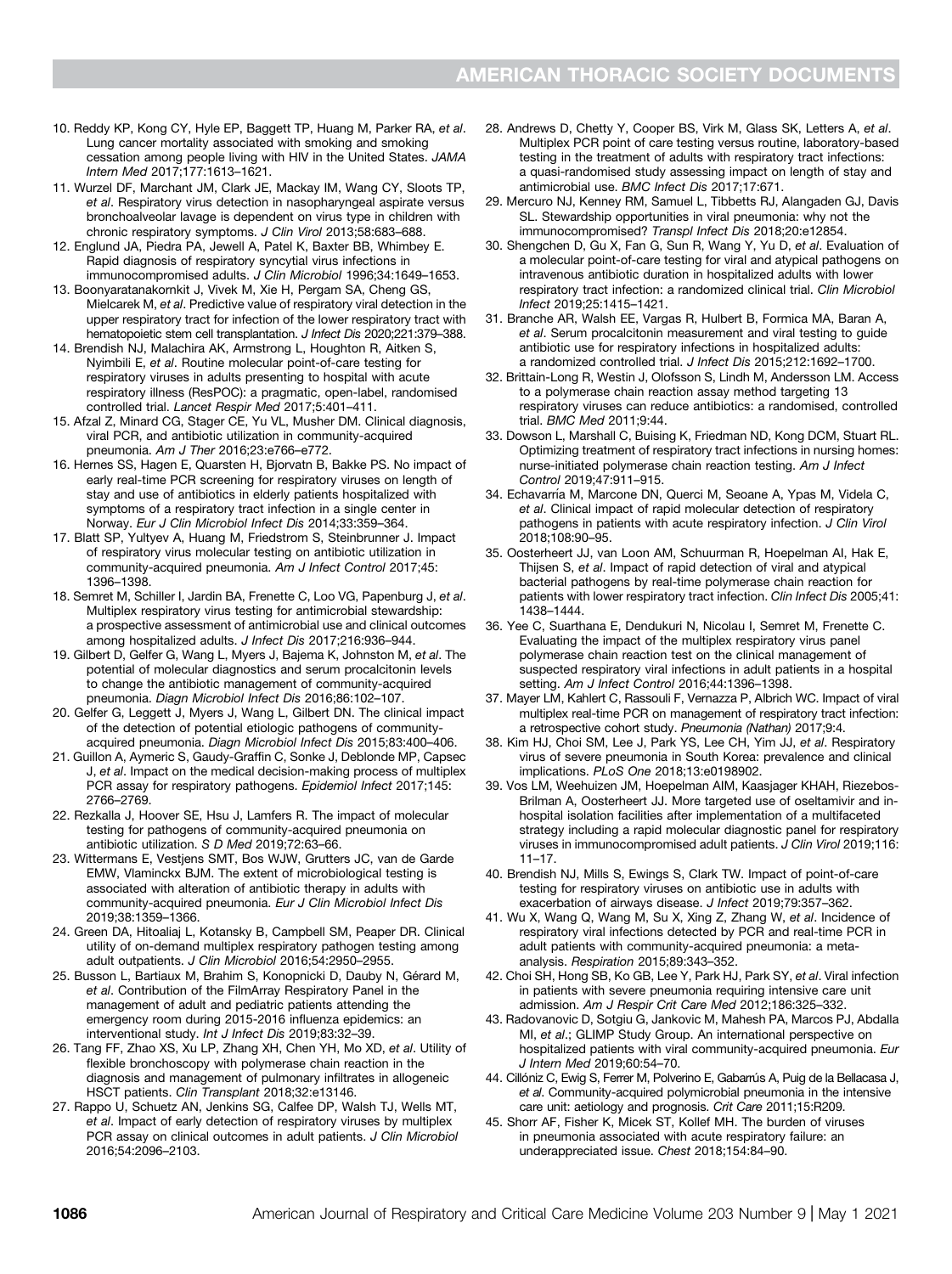10. Reddy KP, Kong CY, Hyle EP, Baggett TP, Huang M, Parker RA, *et al*. Lung cancer mortality associated with smoking and smoking cessation among people living with HIV in the United States. *JAMA Intern Med* 2017;177:1613–1621.
11. Wurzel DF, Marchant JM, Clark JE, Mackay IM, Wang CY, Sloots TP, *et al*. Respiratory virus detection in nasopharyngeal aspirate versus bronchoalveolar lavage is dependent on virus type in children with chronic respiratory symptoms. *J Clin Virol* 2013;58:683–688.
12. Englund JA, Piedra PA, Jewell A, Patel K, Baxter BB, Whimbey E. Rapid diagnosis of respiratory syncytial virus infections in immunocompromised adults. *J Clin Microbiol* 1996;34:1649–1653.
13. Boonyaratanakornkit J, Vivek M, Xie H, Pergam SA, Cheng GS, Mielcarek M, *et al*. Predictive value of respiratory viral detection in the upper respiratory tract for infection of the lower respiratory tract with hematopoietic stem cell transplantation. *J Infect Dis* 2020;221:379–388.
14. Brendish NJ, Malachira AK, Armstrong L, Houghton R, Aitken S, Nyimbili E, *et al*. Routine molecular point-of-care testing for respiratory viruses in adults presenting to hospital with acute respiratory illness (ResPOC): a pragmatic, open-label, randomised controlled trial. *Lancet Respir Med* 2017;5:401–411.
15. Afzal Z, Minard CG, Stager CE, Yu VL, Musher DM. Clinical diagnosis, viral PCR, and antibiotic utilization in community-acquired pneumonia. *Am J Ther* 2016;23:e766–e772.
16. Hernes SS, Hagen E, Quarsten H, Bjorvatn B, Bakke PS. No impact of early real-time PCR screening for respiratory viruses on length of stay and use of antibiotics in elderly patients hospitalized with symptoms of a respiratory tract infection in a single center in Norway. *Eur J Clin Microbiol Infect Dis* 2014;33:359–364.
17. Blatt SP, Yultyev A, Huang M, Friedstrom S, Steinbrunner J. Impact of respiratory virus molecular testing on antibiotic utilization in community-acquired pneumonia. *Am J Infect Control* 2017;45: 1396–1398.
18. Semret M, Schiller I, Jardin BA, Frenette C, Loo VG, Papenburg J, *et al*. Multiplex respiratory virus testing for antimicrobial stewardship: a prospective assessment of antimicrobial use and clinical outcomes among hospitalized adults. *J Infect Dis* 2017;216:936–944.
19. Gilbert D, Gelfer G, Wang L, Myers J, Bajema K, Johnston M, *et al*. The potential of molecular diagnostics and serum procalcitonin levels to change the antibiotic management of community-acquired pneumonia. *Diagn Microbiol Infect Dis* 2016;86:102–107.
20. Gelfer G, Leggett J, Myers J, Wang L, Gilbert DN. The clinical impact of the detection of potential etiologic pathogens of community-acquired pneumonia. *Diagn Microbiol Infect Dis* 2015;83:400–406.
21. Guillon A, Aymeric S, Gaudy-Graffin C, Sonke J, Deblonde MP, Capsec J, *et al*. Impact on the medical decision-making process of multiplex PCR assay for respiratory pathogens. *Epidemiol Infect* 2017;145: 2766–2769.
22. Rezkalla J, Hoover SE, Hsu J, Lamfers R. The impact of molecular testing for pathogens of community-acquired pneumonia on antibiotic utilization. *S D Med* 2019;72:63–66.
23. Wittermans E, Vestjens SMT, Bos WJW, Grutters JC, van de Garde EMW, Vlaminckx BJM. The extent of microbiological testing is associated with alteration of antibiotic therapy in adults with community-acquired pneumonia. *Eur J Clin Microbiol Infect Dis* 2019;38:1359–1366.
24. Green DA, Hitoaliaj L, Kotansky B, Campbell SM, Peaper DR. Clinical utility of on-demand multiplex respiratory pathogen testing among adult outpatients. *J Clin Microbiol* 2016;54:2950–2955.
25. Busson L, Bartiaux M, Brahim S, Konopnicki D, Dauby N, Gérard M, *et al*. Contribution of the FilmArray Respiratory Panel in the management of adult and pediatric patients attending the emergency room during 2015-2016 influenza epidemics: an interventional study. *Int J Infect Dis* 2019;83:32–39.
26. Tang FF, Zhao XS, Xu LP, Zhang XH, Chen YH, Mo XD, *et al*. Utility of flexible bronchoscopy with polymerase chain reaction in the diagnosis and management of pulmonary infiltrates in allogeneic HSCT patients. *Clin Transplant* 2018;32:e13146.
27. Rappo U, Schuetz AN, Jenkins SG, Calfee DP, Walsh TJ, Wells MT, *et al*. Impact of early detection of respiratory viruses by multiplex PCR assay on clinical outcomes in adult patients. *J Clin Microbiol* 2016;54:2096–2103.
28. Andrews D, Chetty Y, Cooper BS, Virk M, Glass SK, Letters A, *et al*. Multiplex PCR point of care testing versus routine, laboratory-based testing in the treatment of adults with respiratory tract infections: a quasi-randomised study assessing impact on length of stay and antimicrobial use. *BMC Infect Dis* 2017;17:671.
29. Mercuro NJ, Kenney RM, Samuel L, Tibbetts RJ, Alangaden GJ, Davis SL. Stewardship opportunities in viral pneumonia: why not the immunocompromised? *Transpl Infect Dis* 2018;20:e12854.
30. Shengchen D, Gu X, Fan G, Sun R, Wang Y, Yu D, *et al*. Evaluation of a molecular point-of-care testing for viral and atypical pathogens on intravenous antibiotic duration in hospitalized adults with lower respiratory tract infection: a randomized clinical trial. *Clin Microbiol Infect* 2019;25:1415–1421.
31. Branche AR, Walsh EE, Vargas R, Hulbert B, Formica MA, Baran A, *et al*. Serum procalcitonin measurement and viral testing to guide antibiotic use for respiratory infections in hospitalized adults: a randomized controlled trial. *J Infect Dis* 2015;212:1692–1700.
32. Brittain-Long R, Westin J, Olofsson S, Lindh M, Andersson LM. Access to a polymerase chain reaction assay method targeting 13 respiratory viruses can reduce antibiotics: a randomised, controlled trial. *BMC Med* 2011;9:44.
33. Dowson L, Marshall C, Buising K, Friedman ND, Kong DCM, Stuart RL. Optimizing treatment of respiratory tract infections in nursing homes: nurse-initiated polymerase chain reaction testing. *Am J Infect Control* 2019;47:911–915.
34. Echavarría M, Marcone DN, Querci M, Seoane A, Ypas M, Videla C, *et al*. Clinical impact of rapid molecular detection of respiratory pathogens in patients with acute respiratory infection. *J Clin Virol* 2018;108:90–95.
35. Oosterheert JJ, van Loon AM, Schuurman R, Hoepelman AI, Hak E, Thijsen S, *et al*. Impact of rapid detection of viral and atypical bacterial pathogens by real-time polymerase chain reaction for patients with lower respiratory tract infection. *Clin Infect Dis* 2005;41: 1438–1444.
36. Yee C, Suarthana E, Dendukuri N, Nicolau I, Semret M, Frenette C. Evaluating the impact of the multiplex respiratory virus panel polymerase chain reaction test on the clinical management of suspected respiratory viral infections in adult patients in a hospital setting. *Am J Infect Control* 2016;44:1396–1398.
37. Mayer LM, Kahlert C, Rassouli F, Vernazza P, Albrich WC. Impact of viral multiplex real-time PCR on management of respiratory tract infection: a retrospective cohort study. *Pneumonia (Nathan)* 2017;9:4.
38. Kim HJ, Choi SM, Lee J, Park YS, Lee CH, Yim JJ, *et al*. Respiratory virus of severe pneumonia in South Korea: prevalence and clinical implications. *PLoS One* 2018;13:e0198902.
39. Vos LM, Weehuizen JM, Hoepelman AIM, Kaasjager KHAH, Riezebos-Brilman A, Oosterheert JJ. More targeted use of oseltamivir and in-hospital isolation facilities after implementation of a multifaceted strategy including a rapid molecular diagnostic panel for respiratory viruses in immunocompromised adult patients. *J Clin Virol* 2019;116: 11–17.
40. Brendish NJ, Mills S, Ewings S, Clark TW. Impact of point-of-care testing for respiratory viruses on antibiotic use in adults with exacerbation of airways disease. *J Infect* 2019;79:357–362.
41. Wu X, Wang Q, Wang M, Su X, Xing Z, Zhang W, *et al*. Incidence of respiratory viral infections detected by PCR and real-time PCR in adult patients with community-acquired pneumonia: a meta-analysis. *Respiration* 2015;89:343–352.
42. Choi SH, Hong SB, Ko GB, Lee Y, Park HJ, Park SY, *et al*. Viral infection in patients with severe pneumonia requiring intensive care unit admission. *Am J Respir Crit Care Med* 2012;186:325–332.
43. Radovanovic D, Sotgiu G, Jankovic M, Mahesh PA, Marcos PJ, Abdalla MI, *et al*.; GLIMP Study Group. An international perspective on hospitalized patients with viral community-acquired pneumonia. *Eur J Intern Med* 2019;60:54–70.
44. Cillóniz C, Ewig S, Ferrer M, Polverino E, Gabarrús A, Puig de la Bellacasa J, *et al*. Community-acquired polymicrobial pneumonia in the intensive care unit: aetiology and prognosis. *Crit Care* 2011;15:R209.
45. Shorr AF, Fisher K, Micek ST, Kollef MH. The burden of viruses in pneumonia associated with acute respiratory failure: an underappreciated issue. *Chest* 2018;154:84–90.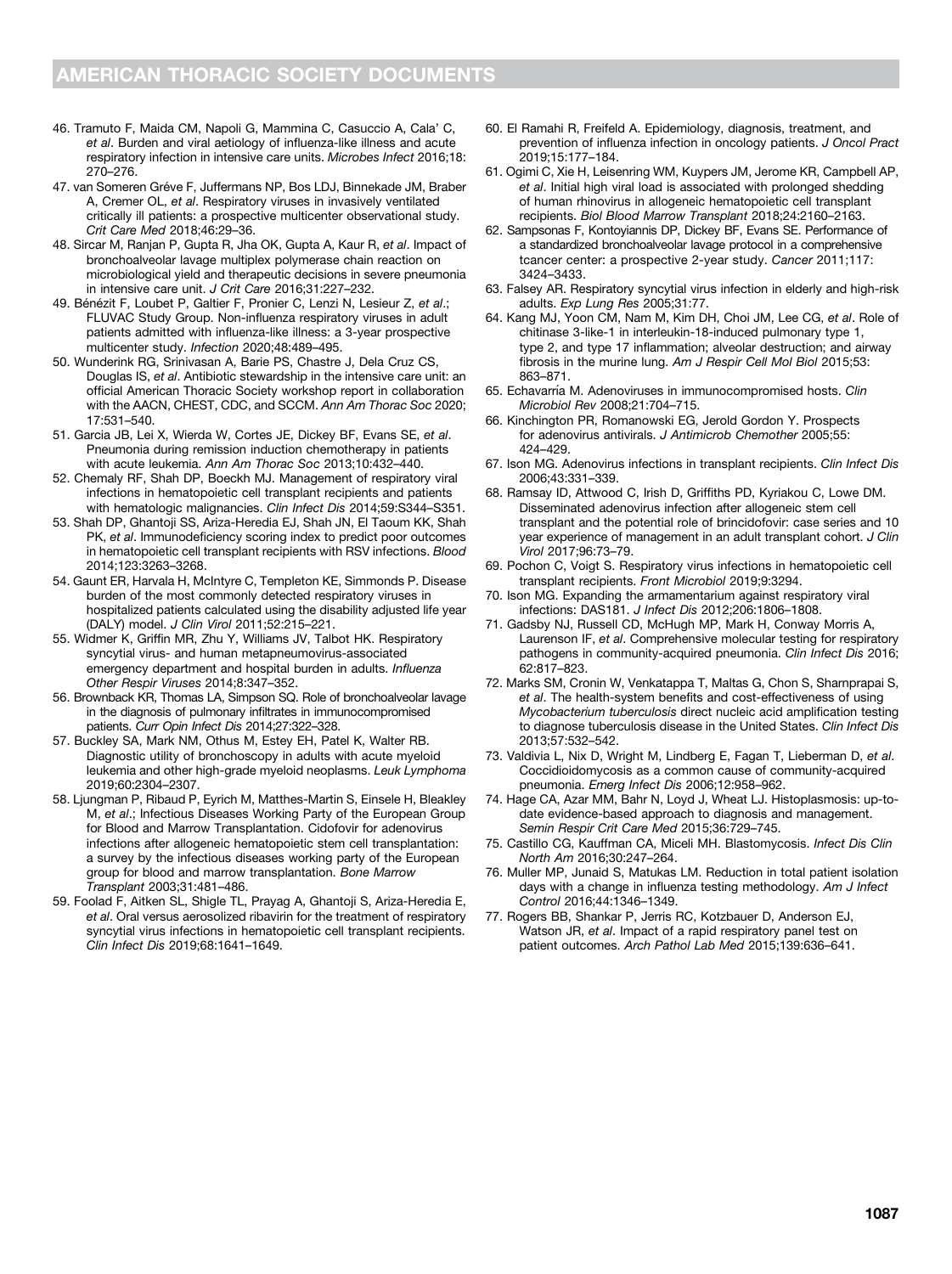46. Tramuto F, Maida CM, Napoli G, Mammina C, Casuccio A, Cala' C, *et al*. Burden and viral aetiology of influenza-like illness and acute respiratory infection in intensive care units. *Microbes Infect* 2016;18: 270–276.
47. van Someren Gréve F, Juffermans NP, Bos LDJ, Binnekade JM, Braber A, Cremer OL, *et al*. Respiratory viruses in invasively ventilated critically ill patients: a prospective multicenter observational study. *Crit Care Med* 2018;46:29–36.
48. Sircar M, Ranjan P, Gupta R, Jha OK, Gupta A, Kaur R, *et al*. Impact of bronchoalveolar lavage multiplex polymerase chain reaction on microbiological yield and therapeutic decisions in severe pneumonia in intensive care unit. *J Crit Care* 2016;31:227–232.
49. Bénézit F, Loubet P, Galtier F, Pronier C, Lenzi N, Lesieur Z, *et al*.; FLUVAC Study Group. Non-influenza respiratory viruses in adult patients admitted with influenza-like illness: a 3-year prospective multicenter study. *Infection* 2020;48:489–495.
50. Wunderink RG, Srinivasan A, Barie PS, Chastre J, Dela Cruz CS, Douglas IS, *et al*. Antibiotic stewardship in the intensive care unit: an official American Thoracic Society workshop report in collaboration with the AACN, CHEST, CDC, and SCCM. *Ann Am Thorac Soc* 2020; 17:531–540.
51. Garcia JB, Lei X, Wierda W, Cortes JE, Dickey BF, Evans SE, *et al*. Pneumonia during remission induction chemotherapy in patients with acute leukemia. *Ann Am Thorac Soc* 2013;10:432–440.
52. Chemaly RF, Shah DP, Boeckh MJ. Management of respiratory viral infections in hematopoietic cell transplant recipients and patients with hematologic malignancies. *Clin Infect Dis* 2014;59:S344–S351.
53. Shah DP, Ghantoji SS, Ariza-Heredia EJ, Shah JN, El Taoum KK, Shah PK, *et al*. Immunodeficiency scoring index to predict poor outcomes in hematopoietic cell transplant recipients with RSV infections. *Blood* 2014;123:3263–3268.
54. Gaunt ER, Harvala H, McIntyre C, Templeton KE, Simmonds P. Disease burden of the most commonly detected respiratory viruses in hospitalized patients calculated using the disability adjusted life year (DALY) model. *J Clin Virol* 2011;52:215–221.
55. Widmer K, Griffin MR, Zhu Y, Williams JV, Talbot HK. Respiratory syncytial virus- and human metapneumovirus-associated emergency department and hospital burden in adults. *Influenza Other Respir Viruses* 2014;8:347–352.
56. Brownback KR, Thomas LA, Simpson SQ. Role of bronchoalveolar lavage in the diagnosis of pulmonary infiltrates in immunocompromised patients. *Curr Opin Infect Dis* 2014;27:322–328.
57. Buckley SA, Mark NM, Othus M, Estey EH, Patel K, Walter RB. Diagnostic utility of bronchoscopy in adults with acute myeloid leukemia and other high-grade myeloid neoplasms. *Leuk Lymphoma* 2019;60:2304–2307.
58. Ljungman P, Ribaud P, Eyrich M, Matthes-Martin S, Einsele H, Bleakley M, *et al*.; Infectious Diseases Working Party of the European Group for Blood and Marrow Transplantation. Cidofovir for adenovirus infections after allogeneic hematopoietic stem cell transplantation: a survey by the infectious diseases working party of the European group for blood and marrow transplantation. *Bone Marrow Transplant* 2003;31:481–486.
59. Foolad F, Aitken SL, Shigle TL, Prayag A, Ghantoji S, Ariza-Heredia E, *et al*. Oral versus aerosolized ribavirin for the treatment of respiratory syncytial virus infections in hematopoietic cell transplant recipients. *Clin Infect Dis* 2019;68:1641–1649.
60. El Ramahi R, Freifeld A. Epidemiology, diagnosis, treatment, and prevention of influenza infection in oncology patients. *J Oncol Pract* 2019;15:177–184.
61. Ogimi C, Xie H, Leisenring WM, Kuypers JM, Jerome KR, Campbell AP, *et al*. Initial high viral load is associated with prolonged shedding of human rhinovirus in allogeneic hematopoietic cell transplant recipients. *Biol Blood Marrow Transplant* 2018;24:2160–2163.
62. Sampsonas F, Kontoyiannis DP, Dickey BF, Evans SE. Performance of a standardized bronchoalveolar lavage protocol in a comprehensive tcancer center: a prospective 2-year study. *Cancer* 2011;117: 3424–3433.
63. Falsey AR. Respiratory syncytial virus infection in elderly and high-risk adults. *Exp Lung Res* 2005;31:77.
64. Kang MJ, Yoon CM, Nam M, Kim DH, Choi JM, Lee CG, *et al*. Role of chitinase 3-like-1 in interleukin-18-induced pulmonary type 1, type 2, and type 17 inflammation; alveolar destruction; and airway fibrosis in the murine lung. *Am J Respir Cell Mol Biol* 2015;53: 863–871.
65. Echavarría M. Adenoviruses in immunocompromised hosts. *Clin Microbiol Rev* 2008;21:704–715.
66. Kinchington PR, Romanowski EG, Jerold Gordon Y. Prospects for adenovirus antivirals. *J Antimicrob Chemother* 2005;55: 424–429.
67. Ison MG. Adenovirus infections in transplant recipients. *Clin Infect Dis* 2006;43:331–339.
68. Ramsay ID, Attwood C, Irish D, Griffiths PD, Kyriakou C, Lowe DM. Disseminated adenovirus infection after allogeneic stem cell transplant and the potential role of brincidofovir: case series and 10 year experience of management in an adult transplant cohort. *J Clin Virol* 2017;96:73–79.
69. Pochon C, Voigt S. Respiratory virus infections in hematopoietic cell transplant recipients. *Front Microbiol* 2019;9:3294.
70. Ison MG. Expanding the armamentarium against respiratory viral infections: DAS181. *J Infect Dis* 2012;206:1806–1808.
71. Gadsby NJ, Russell CD, McHugh MP, Mark H, Conway Morris A, Laurenson IF, *et al*. Comprehensive molecular testing for respiratory pathogens in community-acquired pneumonia. *Clin Infect Dis* 2016; 62:817–823.
72. Marks SM, Cronin W, Venkatappa T, Maltas G, Chon S, Sharnprapai S, *et al*. The health-system benefits and cost-effectiveness of using *Mycobacterium tuberculosis* direct nucleic acid amplification testing to diagnose tuberculosis disease in the United States. *Clin Infect Dis* 2013;57:532–542.
73. Valdivia L, Nix D, Wright M, Lindberg E, Fagan T, Lieberman D, *et al*. Coccidioidomycosis as a common cause of community-acquired pneumonia. *Emerg Infect Dis* 2006;12:958–962.
74. Hage CA, Azar MM, Bahr N, Loyd J, Wheat LJ. Histoplasmosis: up-to-date evidence-based approach to diagnosis and management. *Semin Respir Crit Care Med* 2015;36:729–745.
75. Castillo CG, Kauffman CA, Miceli MH. Blastomycosis. *Infect Dis Clin North Am* 2016;30:247–264.
76. Muller MP, Junaid S, Matukas LM. Reduction in total patient isolation days with a change in influenza testing methodology. *Am J Infect Control* 2016;44:1346–1349.
77. Rogers BB, Shankar P, Jerris RC, Kotzbauer D, Anderson EJ, Watson JR, *et al*. Impact of a rapid respiratory panel test on patient outcomes. *Arch Pathol Lab Med* 2015;139:636–641.